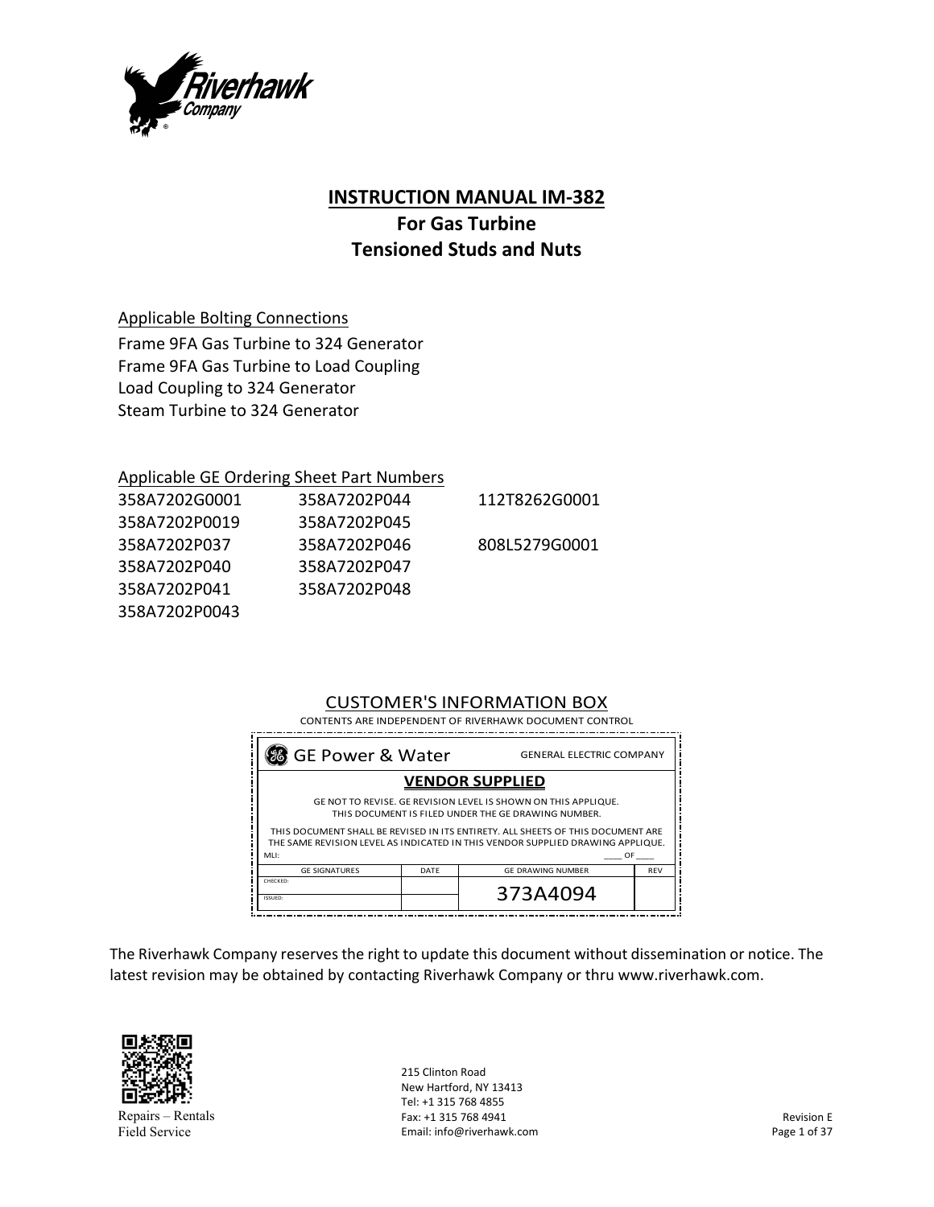# INSTRUCTION MANUAL IM-382
## For Gas Turbine Tensioned Studs and Nuts

Applicable Bolting Connections

Frame 9FA Gas Turbine to 324 Generator
Frame 9FA Gas Turbine to Load Coupling
Load Coupling to 324 Generator
Steam Turbine to 324 Generator

Applicable GE Ordering Sheet Part Numbers

| | | |
|---|---|---|
| 358A7202G0001 | 358A7202P044 | 112T8262G0001 |
| 358A7202P0019 | 358A7202P045 | |
| 358A7202P037 | 358A7202P046 | 808L5279G0001 |
| 358A7202P040 | 358A7202P047 | |
| 358A7202P041 | 358A7202P048 | |
| 358A7202P0043 | | |

CUSTOMER'S INFORMATION BOX

CONTENTS ARE INDEPENDENT OF RIVERHAWK DOCUMENT CONTROL

GE Power & Water — GENERAL ELECTRIC COMPANY

**VENDOR SUPPLIED**

GE NOT TO REVISE. GE REVISION LEVEL IS SHOWN ON THIS APPLIQUE. THIS DOCUMENT IS FILED UNDER THE GE DRAWING NUMBER.

THIS DOCUMENT SHALL BE REVISED IN ITS ENTIRETY. ALL SHEETS OF THIS DOCUMENT ARE THE SAME REVISION LEVEL AS INDICATED IN THIS VENDOR SUPPLIED DRAWING APPLIQUE.

MLI: ____ OF ____

| GE SIGNATURES | DATE | GE DRAWING NUMBER | REV |
|---|---|---|---|
| CHECKED: | | 373A4094 | |
| ISSUED: | | | |

The Riverhawk Company reserves the right to update this document without dissemination or notice. The latest revision may be obtained by contacting Riverhawk Company or thru www.riverhawk.com.

Repairs – Rentals
Field Service

215 Clinton Road
New Hartford, NY 13413
Tel: +1 315 768 4855
Fax: +1 315 768 4941
Email: info@riverhawk.com

Revision E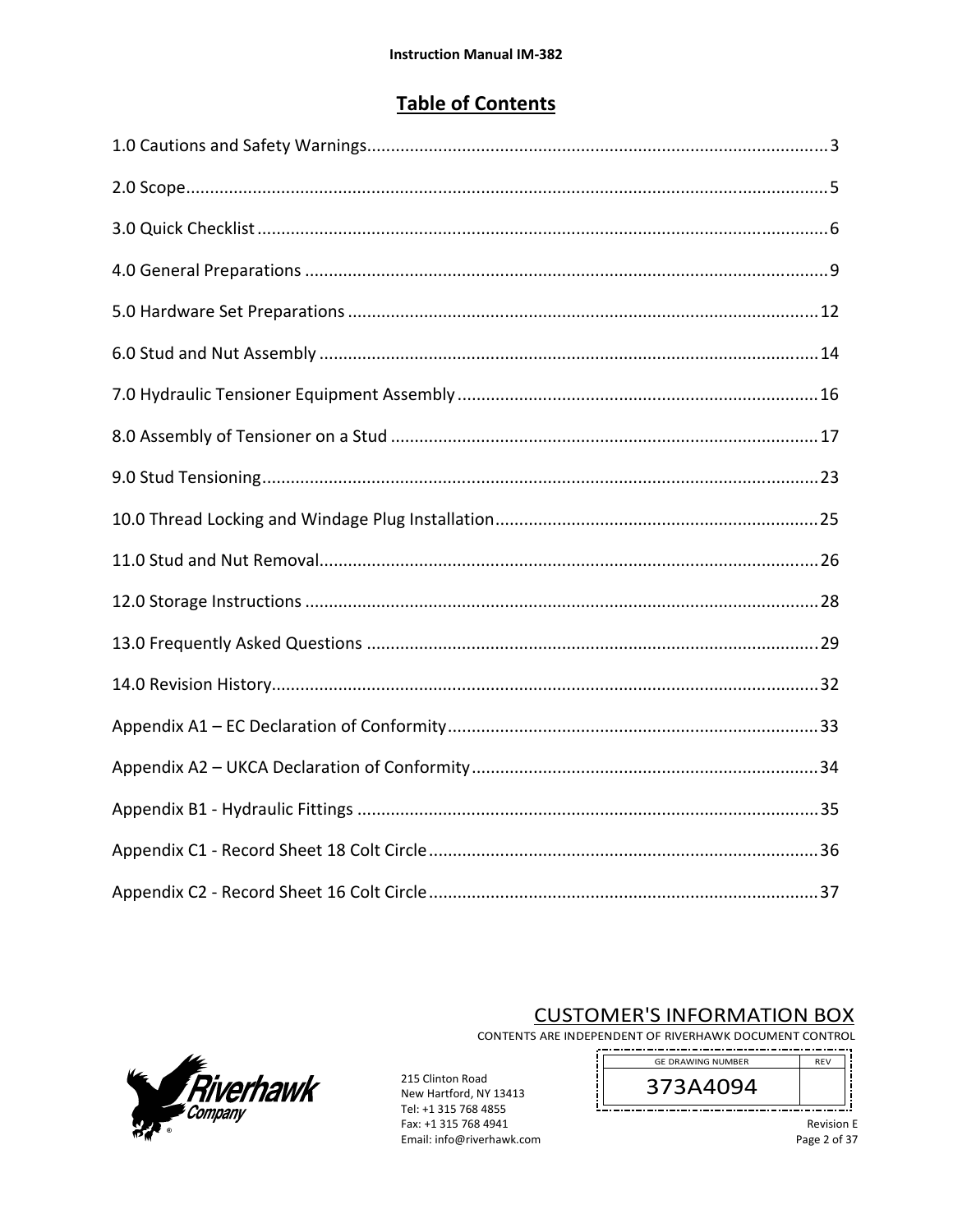## Table of Contents

1.0 Cautions and Safety Warnings ........................................................................................ 3

2.0 Scope ........................................................................................................................ 5

3.0 Quick Checklist ......................................................................................................... 6

4.0 General Preparations ................................................................................................ 9

5.0 Hardware Set Preparations ...................................................................................... 12

6.0 Stud and Nut Assembly ........................................................................................... 14

7.0 Hydraulic Tensioner Equipment Assembly ............................................................... 16

8.0 Assembly of Tensioner on a Stud ............................................................................. 17

9.0 Stud Tensioning ....................................................................................................... 23

10.0 Thread Locking and Windage Plug Installation ....................................................... 25

11.0 Stud and Nut Removal ............................................................................................ 26

12.0 Storage Instructions ............................................................................................... 28

13.0 Frequently Asked Questions .................................................................................. 29

14.0 Revision History ...................................................................................................... 32

Appendix A1 – EC Declaration of Conformity ................................................................. 33

Appendix A2 – UKCA Declaration of Conformity ............................................................ 34

Appendix B1 - Hydraulic Fittings .................................................................................... 35

Appendix C1 - Record Sheet 18 Colt Circle .................................................................... 36

Appendix C2 - Record Sheet 16 Colt Circle .................................................................... 37

CUSTOMER'S INFORMATION BOX

CONTENTS ARE INDEPENDENT OF RIVERHAWK DOCUMENT CONTROL

| GE DRAWING NUMBER | REV |
|---|---|
| 373A4094 | |

215 Clinton Road
New Hartford, NY 13413
Tel: +1 315 768 4855
Fax: +1 315 768 4941
Email: info@riverhawk.com

Revision E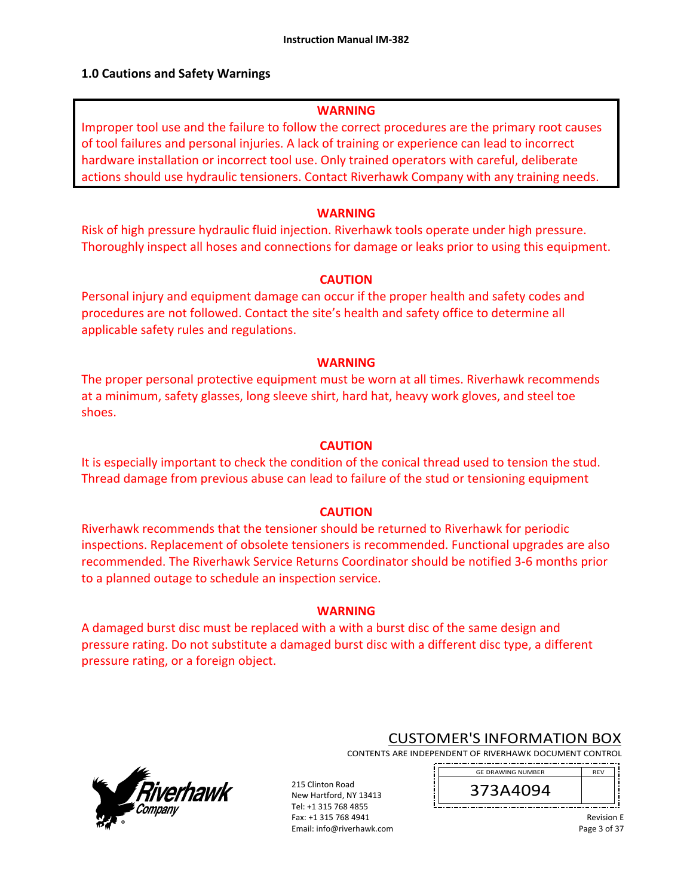## 1.0 Cautions and Safety Warnings

**WARNING**

Improper tool use and the failure to follow the correct procedures are the primary root causes of tool failures and personal injuries. A lack of training or experience can lead to incorrect hardware installation or incorrect tool use. Only trained operators with careful, deliberate actions should use hydraulic tensioners. Contact Riverhawk Company with any training needs.

**WARNING**

Risk of high pressure hydraulic fluid injection. Riverhawk tools operate under high pressure. Thoroughly inspect all hoses and connections for damage or leaks prior to using this equipment.

**CAUTION**

Personal injury and equipment damage can occur if the proper health and safety codes and procedures are not followed. Contact the site's health and safety office to determine all applicable safety rules and regulations.

**WARNING**

The proper personal protective equipment must be worn at all times. Riverhawk recommends at a minimum, safety glasses, long sleeve shirt, hard hat, heavy work gloves, and steel toe shoes.

**CAUTION**

It is especially important to check the condition of the conical thread used to tension the stud. Thread damage from previous abuse can lead to failure of the stud or tensioning equipment

**CAUTION**

Riverhawk recommends that the tensioner should be returned to Riverhawk for periodic inspections. Replacement of obsolete tensioners is recommended. Functional upgrades are also recommended. The Riverhawk Service Returns Coordinator should be notified 3-6 months prior to a planned outage to schedule an inspection service.

**WARNING**

A damaged burst disc must be replaced with a with a burst disc of the same design and pressure rating. Do not substitute a damaged burst disc with a different disc type, a different pressure rating, or a foreign object.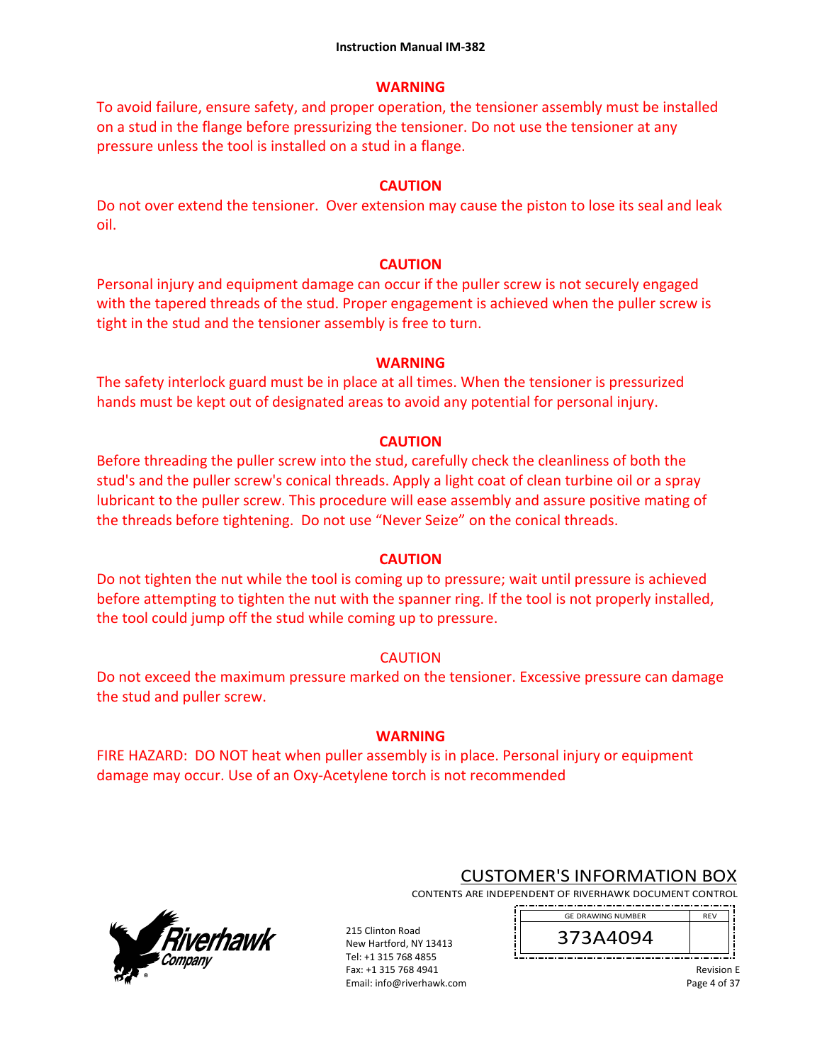**WARNING**

To avoid failure, ensure safety, and proper operation, the tensioner assembly must be installed on a stud in the flange before pressurizing the tensioner. Do not use the tensioner at any pressure unless the tool is installed on a stud in a flange.

**CAUTION**

Do not over extend the tensioner. Over extension may cause the piston to lose its seal and leak oil.

**CAUTION**

Personal injury and equipment damage can occur if the puller screw is not securely engaged with the tapered threads of the stud. Proper engagement is achieved when the puller screw is tight in the stud and the tensioner assembly is free to turn.

**WARNING**

The safety interlock guard must be in place at all times. When the tensioner is pressurized hands must be kept out of designated areas to avoid any potential for personal injury.

**CAUTION**

Before threading the puller screw into the stud, carefully check the cleanliness of both the stud's and the puller screw's conical threads. Apply a light coat of clean turbine oil or a spray lubricant to the puller screw. This procedure will ease assembly and assure positive mating of the threads before tightening. Do not use "Never Seize" on the conical threads.

**CAUTION**

Do not tighten the nut while the tool is coming up to pressure; wait until pressure is achieved before attempting to tighten the nut with the spanner ring. If the tool is not properly installed, the tool could jump off the stud while coming up to pressure.

CAUTION

Do not exceed the maximum pressure marked on the tensioner. Excessive pressure can damage the stud and puller screw.

**WARNING**

FIRE HAZARD: DO NOT heat when puller assembly is in place. Personal injury or equipment damage may occur. Use of an Oxy-Acetylene torch is not recommended

CUSTOMER'S INFORMATION BOX
CONTENTS ARE INDEPENDENT OF RIVERHAWK DOCUMENT CONTROL

| GE DRAWING NUMBER | REV |
|---|---|
| 373A4094 | |

215 Clinton Road
New Hartford, NY 13413
Tel: +1 315 768 4855
Fax: +1 315 768 4941
Email: info@riverhawk.com

Revision E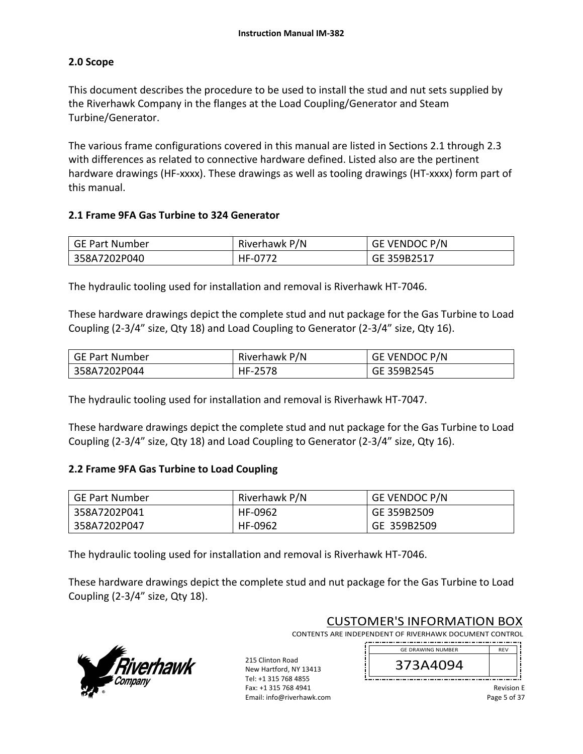## 2.0 Scope

This document describes the procedure to be used to install the stud and nut sets supplied by the Riverhawk Company in the flanges at the Load Coupling/Generator and Steam Turbine/Generator.

The various frame configurations covered in this manual are listed in Sections 2.1 through 2.3 with differences as related to connective hardware defined. Listed also are the pertinent hardware drawings (HF-xxxx). These drawings as well as tooling drawings (HT-xxxx) form part of this manual.

### 2.1 Frame 9FA Gas Turbine to 324 Generator

| GE Part Number | Riverhawk P/N | GE VENDOC P/N |
|---|---|---|
| 358A7202P040 | HF-0772 | GE 359B2517 |

The hydraulic tooling used for installation and removal is Riverhawk HT-7046.

These hardware drawings depict the complete stud and nut package for the Gas Turbine to Load Coupling (2-3/4" size, Qty 18) and Load Coupling to Generator (2-3/4" size, Qty 16).

| GE Part Number | Riverhawk P/N | GE VENDOC P/N |
|---|---|---|
| 358A7202P044 | HF-2578 | GE 359B2545 |

The hydraulic tooling used for installation and removal is Riverhawk HT-7047.

These hardware drawings depict the complete stud and nut package for the Gas Turbine to Load Coupling (2-3/4" size, Qty 18) and Load Coupling to Generator (2-3/4" size, Qty 16).

### 2.2 Frame 9FA Gas Turbine to Load Coupling

| GE Part Number | Riverhawk P/N | GE VENDOC P/N |
|---|---|---|
| 358A7202P041 | HF-0962 | GE 359B2509 |
| 358A7202P047 | HF-0962 | GE 359B2509 |

The hydraulic tooling used for installation and removal is Riverhawk HT-7046.

These hardware drawings depict the complete stud and nut package for the Gas Turbine to Load Coupling (2-3/4" size, Qty 18).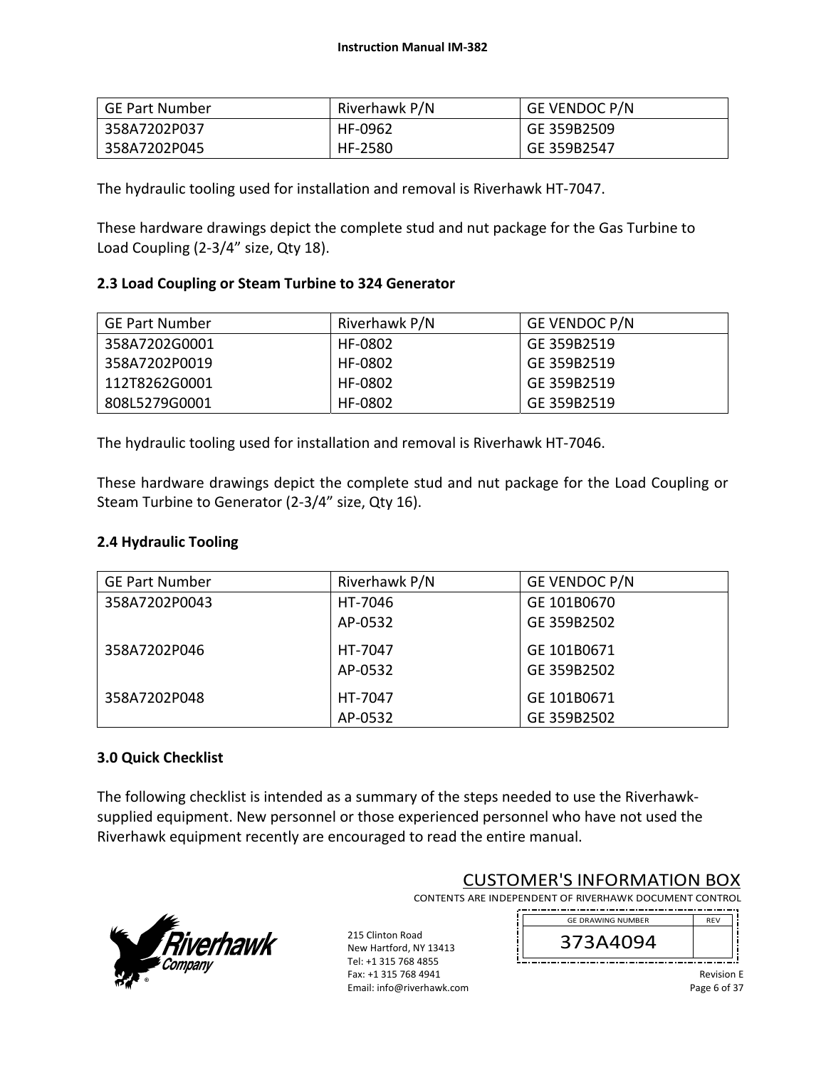| GE Part Number | Riverhawk P/N | GE VENDOC P/N |
|---|---|---|
| 358A7202P037 | HF-0962 | GE 359B2509 |
| 358A7202P045 | HF-2580 | GE 359B2547 |

The hydraulic tooling used for installation and removal is Riverhawk HT-7047.

These hardware drawings depict the complete stud and nut package for the Gas Turbine to Load Coupling (2-3/4" size, Qty 18).

**2.3 Load Coupling or Steam Turbine to 324 Generator**

| GE Part Number | Riverhawk P/N | GE VENDOC P/N |
|---|---|---|
| 358A7202G0001 | HF-0802 | GE 359B2519 |
| 358A7202P0019 | HF-0802 | GE 359B2519 |
| 112T8262G0001 | HF-0802 | GE 359B2519 |
| 808L5279G0001 | HF-0802 | GE 359B2519 |

The hydraulic tooling used for installation and removal is Riverhawk HT-7046.

These hardware drawings depict the complete stud and nut package for the Load Coupling or Steam Turbine to Generator (2-3/4" size, Qty 16).

**2.4 Hydraulic Tooling**

| GE Part Number | Riverhawk P/N | GE VENDOC P/N |
|---|---|---|
| 358A7202P0043 | HT-7046<br>AP-0532 | GE 101B0670<br>GE 359B2502 |
| 358A7202P046 | HT-7047<br>AP-0532 | GE 101B0671<br>GE 359B2502 |
| 358A7202P048 | HT-7047<br>AP-0532 | GE 101B0671<br>GE 359B2502 |

**3.0 Quick Checklist**

The following checklist is intended as a summary of the steps needed to use the Riverhawk-supplied equipment. New personnel or those experienced personnel who have not used the Riverhawk equipment recently are encouraged to read the entire manual.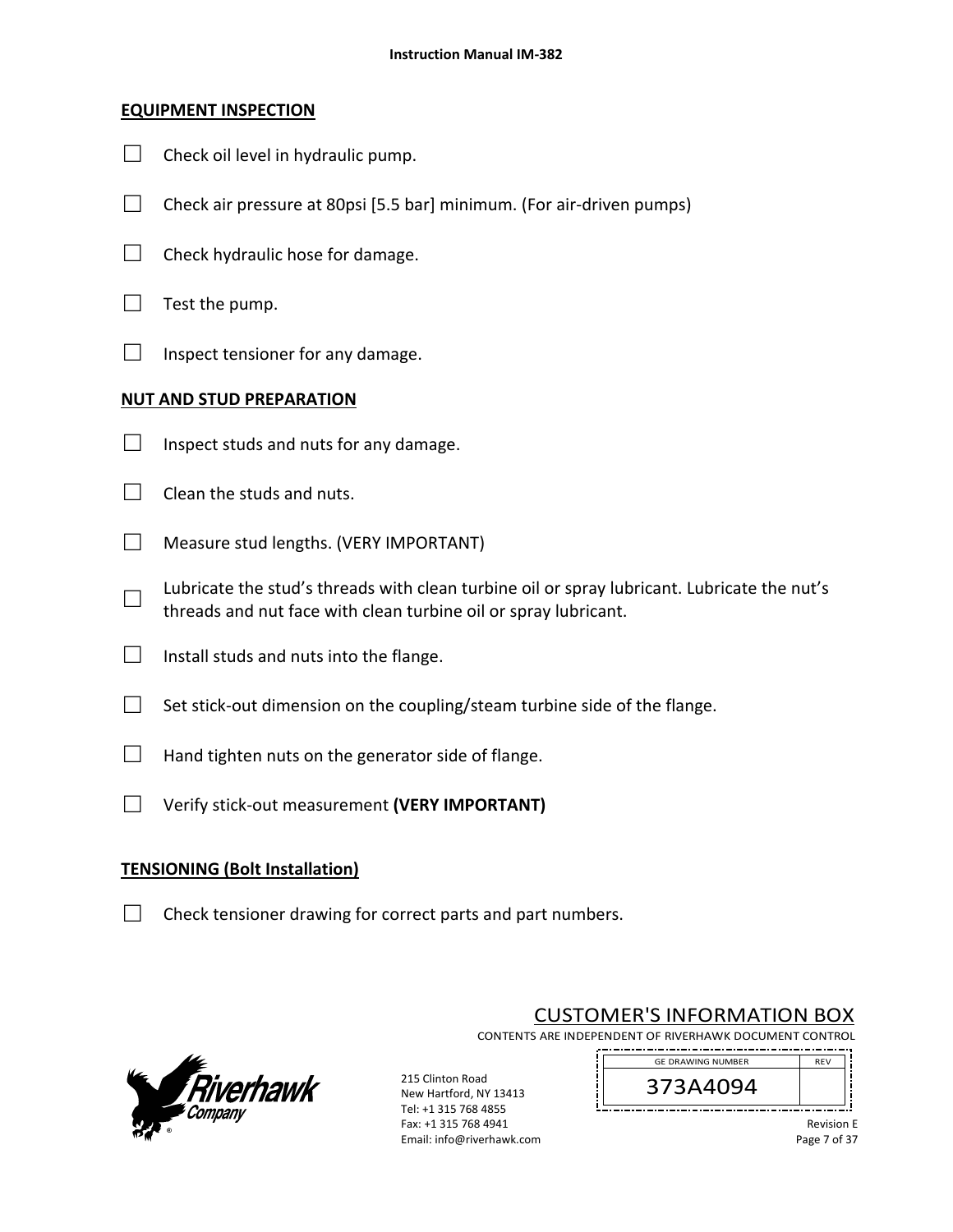## EQUIPMENT INSPECTION

- ☐ Check oil level in hydraulic pump.
- ☐ Check air pressure at 80psi [5.5 bar] minimum. (For air-driven pumps)
- ☐ Check hydraulic hose for damage.
- ☐ Test the pump.
- ☐ Inspect tensioner for any damage.

## NUT AND STUD PREPARATION

- ☐ Inspect studs and nuts for any damage.
- ☐ Clean the studs and nuts.
- ☐ Measure stud lengths. (VERY IMPORTANT)
- ☐ Lubricate the stud's threads with clean turbine oil or spray lubricant. Lubricate the nut's threads and nut face with clean turbine oil or spray lubricant.
- ☐ Install studs and nuts into the flange.
- ☐ Set stick-out dimension on the coupling/steam turbine side of the flange.
- ☐ Hand tighten nuts on the generator side of flange.
- ☐ Verify stick-out measurement **(VERY IMPORTANT)**

## TENSIONING (Bolt Installation)

- ☐ Check tensioner drawing for correct parts and part numbers.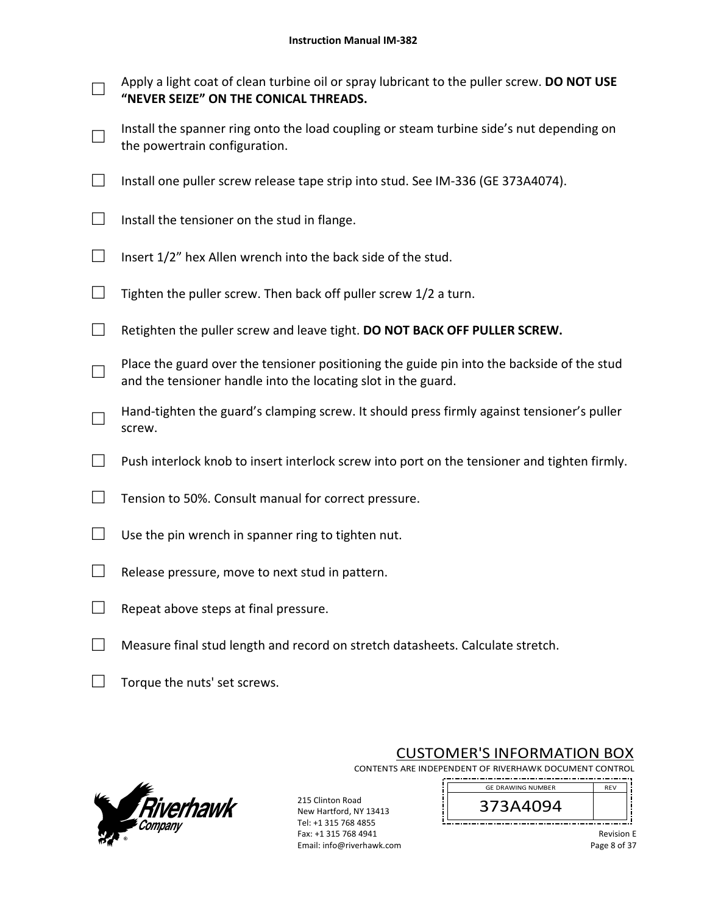- ☐ Apply a light coat of clean turbine oil or spray lubricant to the puller screw. **DO NOT USE "NEVER SEIZE" ON THE CONICAL THREADS.**
- ☐ Install the spanner ring onto the load coupling or steam turbine side's nut depending on the powertrain configuration.
- ☐ Install one puller screw release tape strip into stud. See IM-336 (GE 373A4074).
- ☐ Install the tensioner on the stud in flange.
- ☐ Insert 1/2" hex Allen wrench into the back side of the stud.
- ☐ Tighten the puller screw. Then back off puller screw 1/2 a turn.
- ☐ Retighten the puller screw and leave tight. **DO NOT BACK OFF PULLER SCREW.**
- ☐ Place the guard over the tensioner positioning the guide pin into the backside of the stud and the tensioner handle into the locating slot in the guard.
- ☐ Hand-tighten the guard's clamping screw. It should press firmly against tensioner's puller screw.
- ☐ Push interlock knob to insert interlock screw into port on the tensioner and tighten firmly.
- ☐ Tension to 50%. Consult manual for correct pressure.
- ☐ Use the pin wrench in spanner ring to tighten nut.
- ☐ Release pressure, move to next stud in pattern.
- ☐ Repeat above steps at final pressure.
- ☐ Measure final stud length and record on stretch datasheets. Calculate stretch.
- ☐ Torque the nuts' set screws.

CUSTOMER'S INFORMATION BOX

CONTENTS ARE INDEPENDENT OF RIVERHAWK DOCUMENT CONTROL

| GE DRAWING NUMBER | REV |
| --- | --- |
| 373A4094 | |

215 Clinton Road
New Hartford, NY 13413
Tel: +1 315 768 4855
Fax: +1 315 768 4941
Email: info@riverhawk.com

Revision E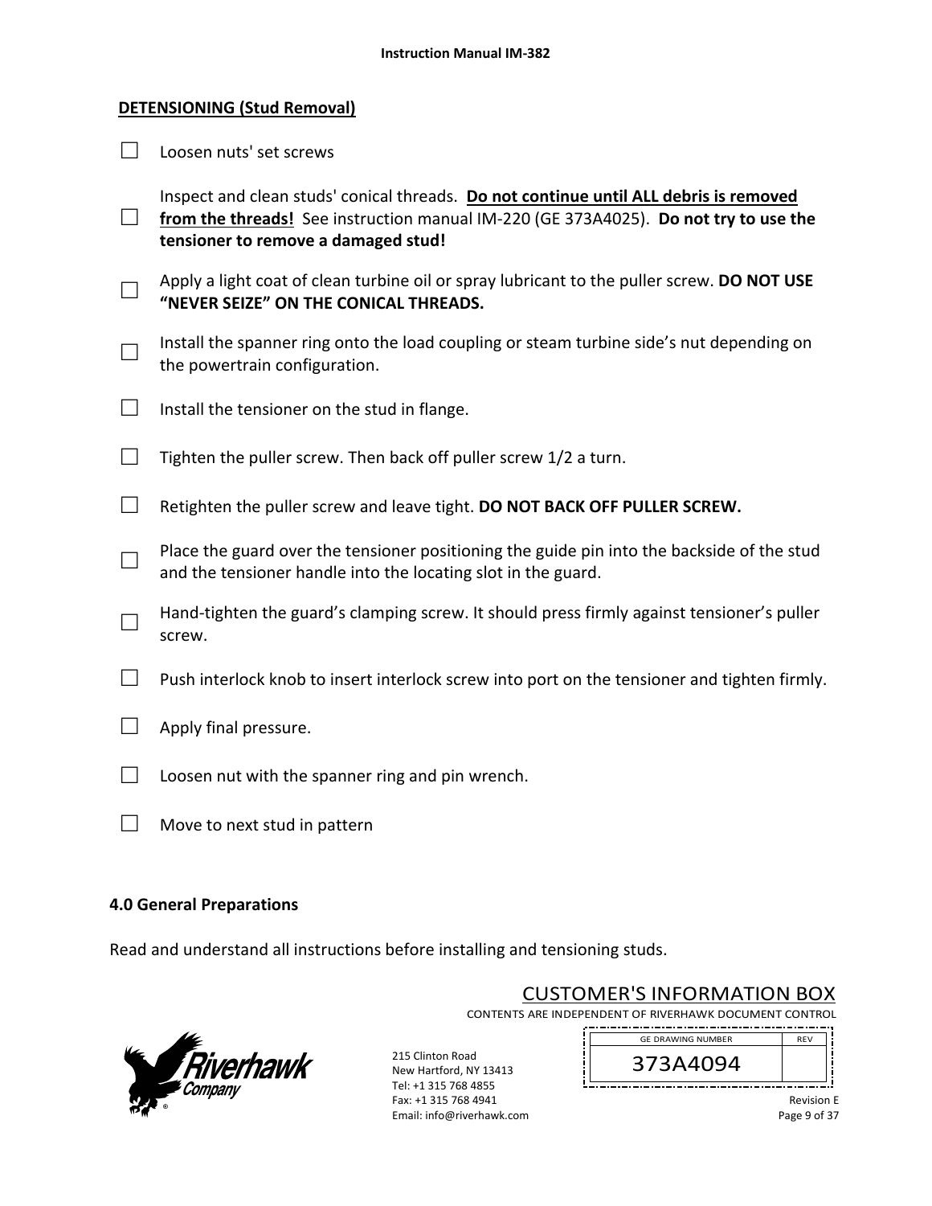## DETENSIONING (Stud Removal)

- ☐ Loosen nuts' set screws
- ☐ Inspect and clean studs' conical threads. **Do not continue until ALL debris is removed from the threads!** See instruction manual IM-220 (GE 373A4025). **Do not try to use the tensioner to remove a damaged stud!**
- ☐ Apply a light coat of clean turbine oil or spray lubricant to the puller screw. **DO NOT USE "NEVER SEIZE" ON THE CONICAL THREADS.**
- ☐ Install the spanner ring onto the load coupling or steam turbine side's nut depending on the powertrain configuration.
- ☐ Install the tensioner on the stud in flange.
- ☐ Tighten the puller screw. Then back off puller screw 1/2 a turn.
- ☐ Retighten the puller screw and leave tight. **DO NOT BACK OFF PULLER SCREW.**
- ☐ Place the guard over the tensioner positioning the guide pin into the backside of the stud and the tensioner handle into the locating slot in the guard.
- ☐ Hand-tighten the guard's clamping screw. It should press firmly against tensioner's puller screw.
- ☐ Push interlock knob to insert interlock screw into port on the tensioner and tighten firmly.
- ☐ Apply final pressure.
- ☐ Loosen nut with the spanner ring and pin wrench.
- ☐ Move to next stud in pattern

### 4.0 General Preparations

Read and understand all instructions before installing and tensioning studs.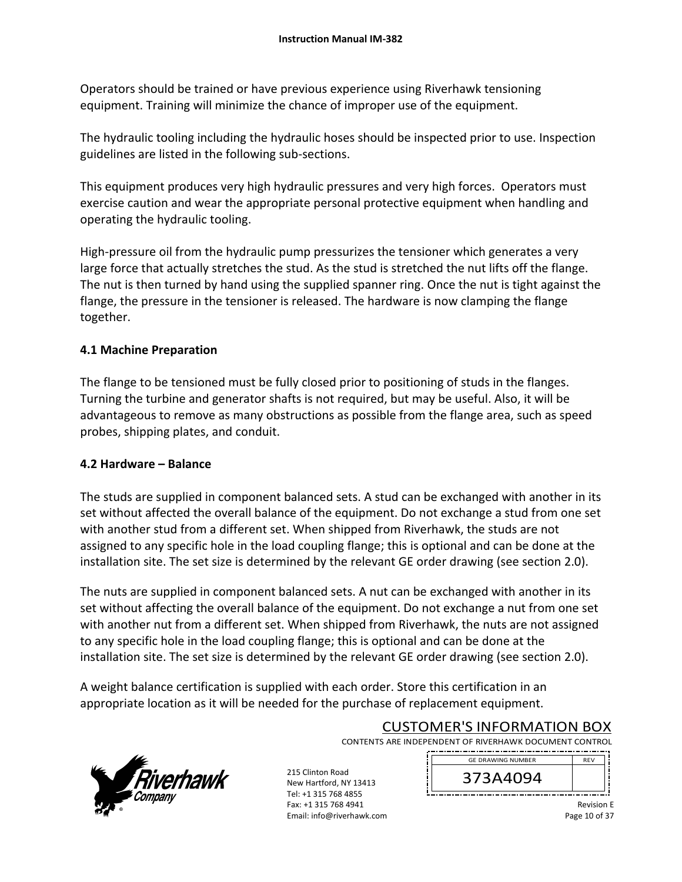Operators should be trained or have previous experience using Riverhawk tensioning equipment. Training will minimize the chance of improper use of the equipment.

The hydraulic tooling including the hydraulic hoses should be inspected prior to use. Inspection guidelines are listed in the following sub-sections.

This equipment produces very high hydraulic pressures and very high forces. Operators must exercise caution and wear the appropriate personal protective equipment when handling and operating the hydraulic tooling.

High-pressure oil from the hydraulic pump pressurizes the tensioner which generates a very large force that actually stretches the stud. As the stud is stretched the nut lifts off the flange. The nut is then turned by hand using the supplied spanner ring. Once the nut is tight against the flange, the pressure in the tensioner is released. The hardware is now clamping the flange together.

### 4.1 Machine Preparation

The flange to be tensioned must be fully closed prior to positioning of studs in the flanges. Turning the turbine and generator shafts is not required, but may be useful. Also, it will be advantageous to remove as many obstructions as possible from the flange area, such as speed probes, shipping plates, and conduit.

### 4.2 Hardware – Balance

The studs are supplied in component balanced sets. A stud can be exchanged with another in its set without affected the overall balance of the equipment. Do not exchange a stud from one set with another stud from a different set. When shipped from Riverhawk, the studs are not assigned to any specific hole in the load coupling flange; this is optional and can be done at the installation site. The set size is determined by the relevant GE order drawing (see section 2.0).

The nuts are supplied in component balanced sets. A nut can be exchanged with another in its set without affecting the overall balance of the equipment. Do not exchange a nut from one set with another nut from a different set. When shipped from Riverhawk, the nuts are not assigned to any specific hole in the load coupling flange; this is optional and can be done at the installation site. The set size is determined by the relevant GE order drawing (see section 2.0).

A weight balance certification is supplied with each order. Store this certification in an appropriate location as it will be needed for the purchase of replacement equipment.

CUSTOMER'S INFORMATION BOX
CONTENTS ARE INDEPENDENT OF RIVERHAWK DOCUMENT CONTROL

| GE DRAWING NUMBER | REV |
|---|---|
| 373A4094 | |

215 Clinton Road
New Hartford, NY 13413
Tel: +1 315 768 4855
Fax: +1 315 768 4941
Email: info@riverhawk.com

Revision E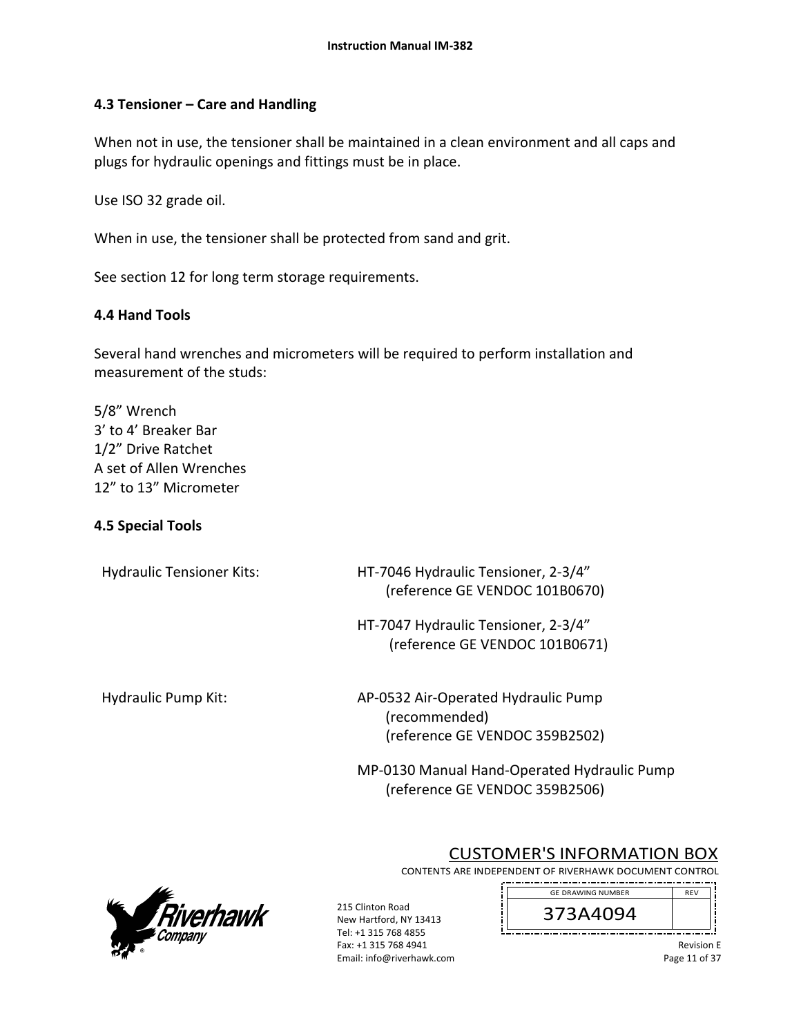## 4.3 Tensioner – Care and Handling

When not in use, the tensioner shall be maintained in a clean environment and all caps and plugs for hydraulic openings and fittings must be in place.

Use ISO 32 grade oil.

When in use, the tensioner shall be protected from sand and grit.

See section 12 for long term storage requirements.

## 4.4 Hand Tools

Several hand wrenches and micrometers will be required to perform installation and measurement of the studs:

5/8” Wrench
3’ to 4’ Breaker Bar
1/2” Drive Ratchet
A set of Allen Wrenches
12” to 13” Micrometer

## 4.5 Special Tools

| | |
|---|---|
| Hydraulic Tensioner Kits: | HT-7046 Hydraulic Tensioner, 2-3/4” (reference GE VENDOC 101B0670) |
| | HT-7047 Hydraulic Tensioner, 2-3/4” (reference GE VENDOC 101B0671) |
| Hydraulic Pump Kit: | AP-0532 Air-Operated Hydraulic Pump (recommended) (reference GE VENDOC 359B2502) |
| | MP-0130 Manual Hand-Operated Hydraulic Pump (reference GE VENDOC 359B2506) |

CUSTOMER'S INFORMATION BOX
CONTENTS ARE INDEPENDENT OF RIVERHAWK DOCUMENT CONTROL

| GE DRAWING NUMBER | REV |
|---|---|
| 373A4094 | |

215 Clinton Road
New Hartford, NY 13413
Tel: +1 315 768 4855
Fax: +1 315 768 4941
Email: info@riverhawk.com

Revision E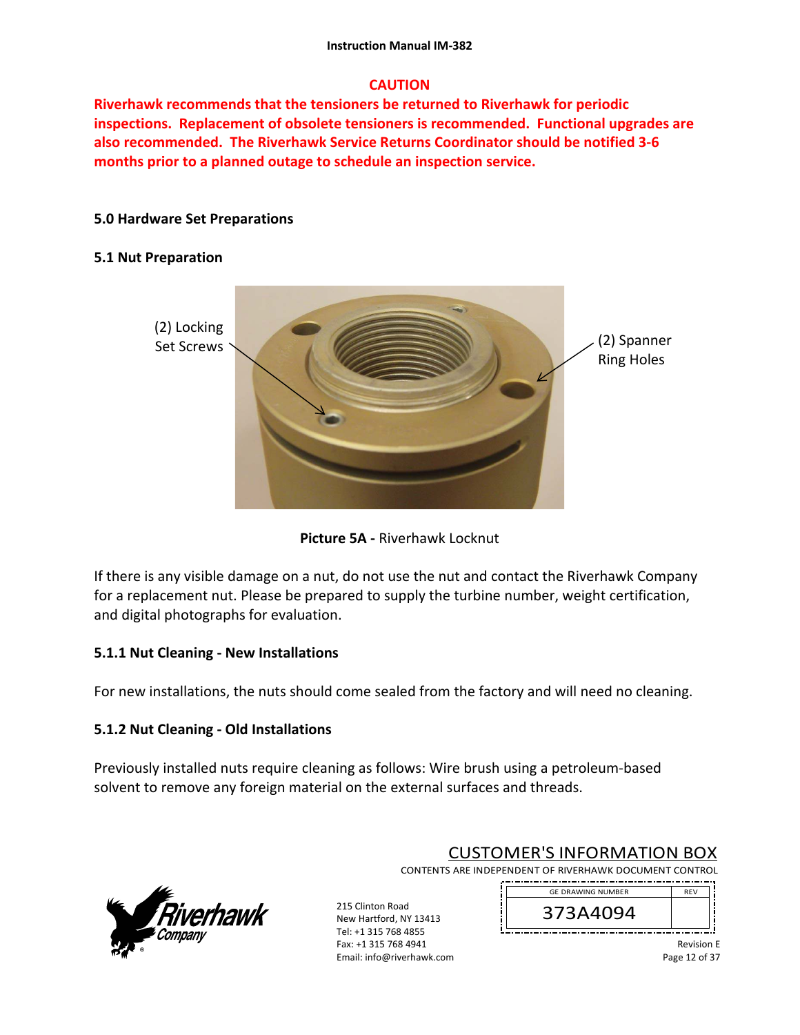**CAUTION**

**Riverhawk recommends that the tensioners be returned to Riverhawk for periodic inspections. Replacement of obsolete tensioners is recommended. Functional upgrades are also recommended. The Riverhawk Service Returns Coordinator should be notified 3-6 months prior to a planned outage to schedule an inspection service.**

## 5.0 Hardware Set Preparations

### 5.1 Nut Preparation

(2) Locking Set Screws

(2) Spanner Ring Holes

**Picture 5A -** Riverhawk Locknut

If there is any visible damage on a nut, do not use the nut and contact the Riverhawk Company for a replacement nut. Please be prepared to supply the turbine number, weight certification, and digital photographs for evaluation.

#### 5.1.1 Nut Cleaning - New Installations

For new installations, the nuts should come sealed from the factory and will need no cleaning.

#### 5.1.2 Nut Cleaning - Old Installations

Previously installed nuts require cleaning as follows: Wire brush using a petroleum-based solvent to remove any foreign material on the external surfaces and threads.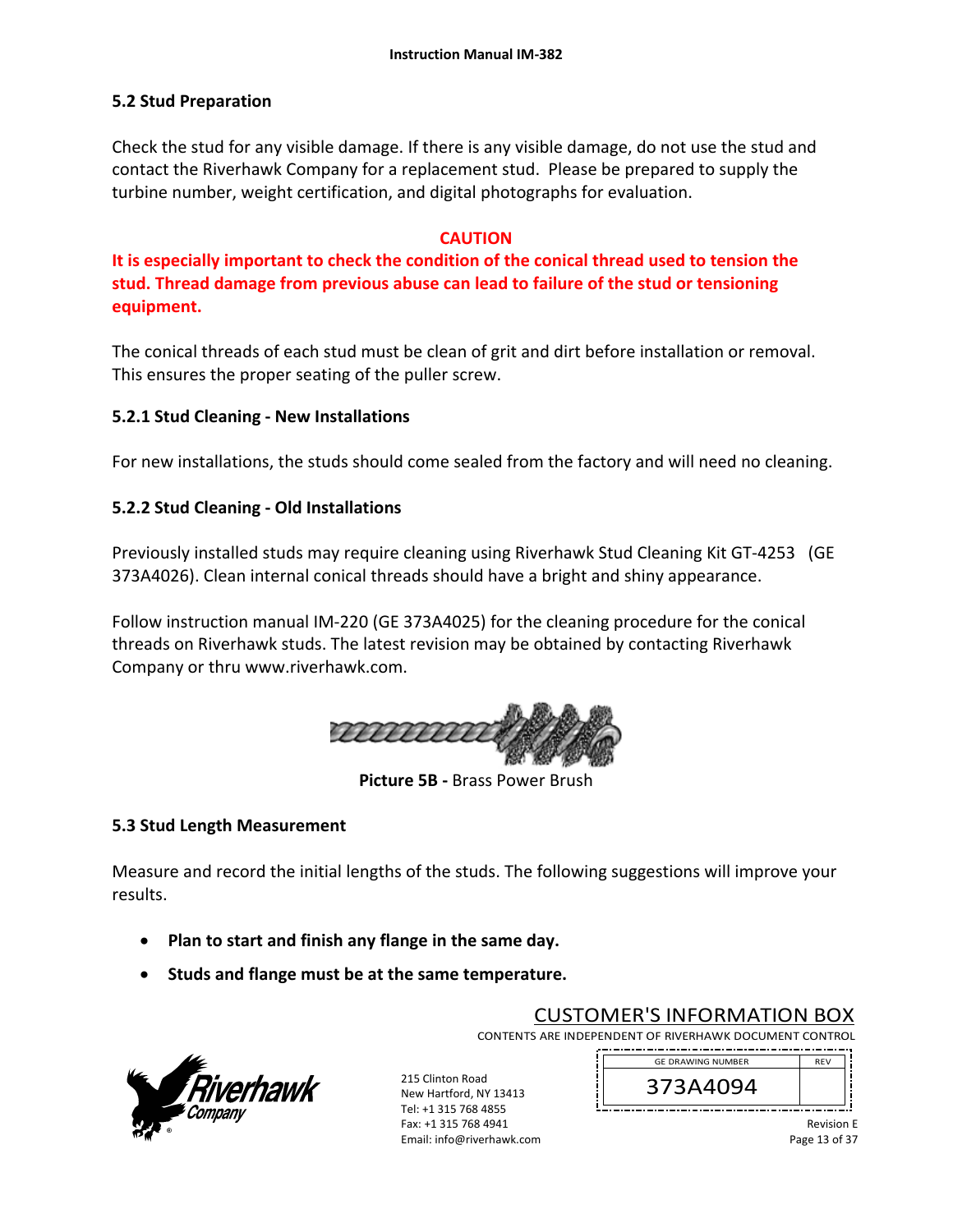## 5.2 Stud Preparation

Check the stud for any visible damage. If there is any visible damage, do not use the stud and contact the Riverhawk Company for a replacement stud. Please be prepared to supply the turbine number, weight certification, and digital photographs for evaluation.

**CAUTION**

**It is especially important to check the condition of the conical thread used to tension the stud. Thread damage from previous abuse can lead to failure of the stud or tensioning equipment.**

The conical threads of each stud must be clean of grit and dirt before installation or removal. This ensures the proper seating of the puller screw.

### 5.2.1 Stud Cleaning - New Installations

For new installations, the studs should come sealed from the factory and will need no cleaning.

### 5.2.2 Stud Cleaning - Old Installations

Previously installed studs may require cleaning using Riverhawk Stud Cleaning Kit GT-4253 (GE 373A4026). Clean internal conical threads should have a bright and shiny appearance.

Follow instruction manual IM-220 (GE 373A4025) for the cleaning procedure for the conical threads on Riverhawk studs. The latest revision may be obtained by contacting Riverhawk Company or thru www.riverhawk.com.

**Picture 5B -** Brass Power Brush

## 5.3 Stud Length Measurement

Measure and record the initial lengths of the studs. The following suggestions will improve your results.

- **Plan to start and finish any flange in the same day.**
- **Studs and flange must be at the same temperature.**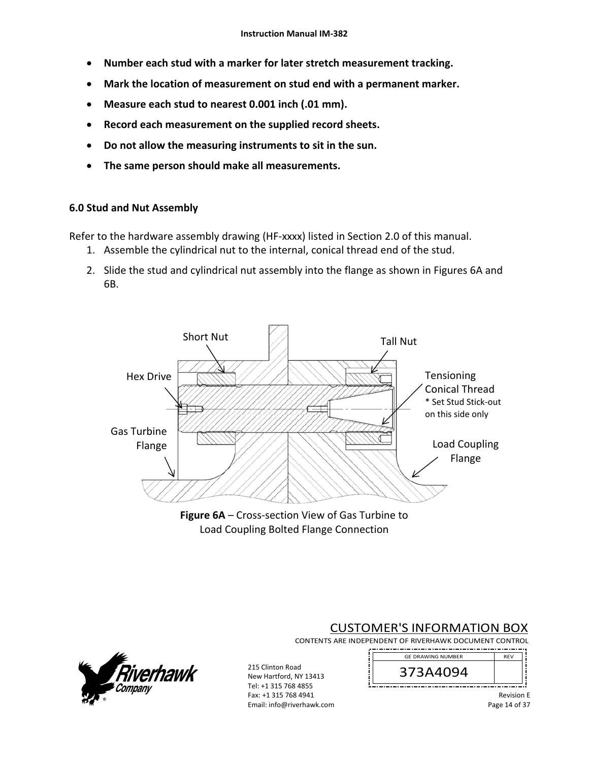- **Number each stud with a marker for later stretch measurement tracking.**
- **Mark the location of measurement on stud end with a permanent marker.**
- **Measure each stud to nearest 0.001 inch (.01 mm).**
- **Record each measurement on the supplied record sheets.**
- **Do not allow the measuring instruments to sit in the sun.**
- **The same person should make all measurements.**

## 6.0 Stud and Nut Assembly

Refer to the hardware assembly drawing (HF-xxxx) listed in Section 2.0 of this manual.

1. Assemble the cylindrical nut to the internal, conical thread end of the stud.
2. Slide the stud and cylindrical nut assembly into the flange as shown in Figures 6A and 6B.

Short Nut

Tall Nut

Hex Drive

Tensioning Conical Thread
* Set Stud Stick-out on this side only

Gas Turbine Flange

Load Coupling Flange

**Figure 6A** – Cross-section View of Gas Turbine to Load Coupling Bolted Flange Connection

CUSTOMER'S INFORMATION BOX
CONTENTS ARE INDEPENDENT OF RIVERHAWK DOCUMENT CONTROL

| GE DRAWING NUMBER | REV |
|---|---|
| 373A4094 | |

215 Clinton Road
New Hartford, NY 13413
Tel: +1 315 768 4855
Fax: +1 315 768 4941
Email: info@riverhawk.com

Revision E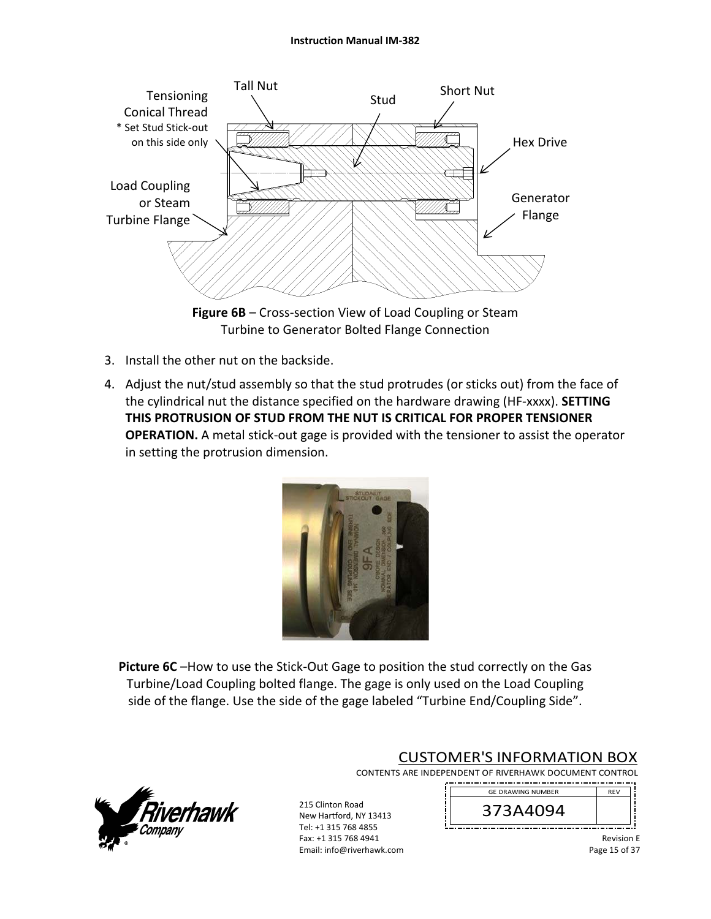Figure 6B – Cross-section View of Load Coupling or Steam Turbine to Generator Bolted Flange Connection

3. Install the other nut on the backside.
4. Adjust the nut/stud assembly so that the stud protrudes (or sticks out) from the face of the cylindrical nut the distance specified on the hardware drawing (HF-xxxx). **SETTING THIS PROTRUSION OF STUD FROM THE NUT IS CRITICAL FOR PROPER TENSIONER OPERATION.** A metal stick-out gage is provided with the tensioner to assist the operator in setting the protrusion dimension.

**Picture 6C** –How to use the Stick-Out Gage to position the stud correctly on the Gas Turbine/Load Coupling bolted flange. The gage is only used on the Load Coupling side of the flange. Use the side of the gage labeled "Turbine End/Coupling Side".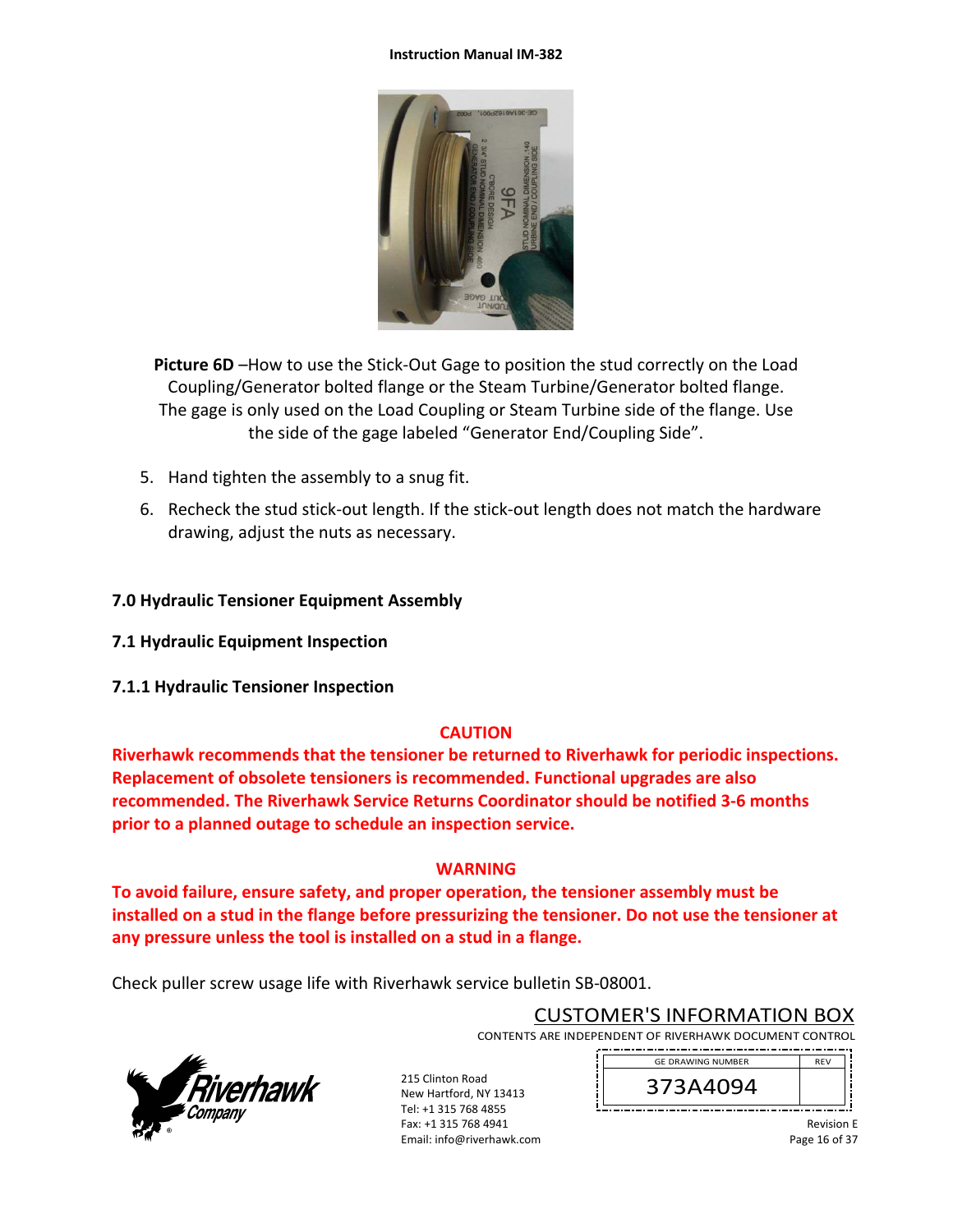**Picture 6D** –How to use the Stick-Out Gage to position the stud correctly on the Load Coupling/Generator bolted flange or the Steam Turbine/Generator bolted flange. The gage is only used on the Load Coupling or Steam Turbine side of the flange. Use the side of the gage labeled "Generator End/Coupling Side".

5. Hand tighten the assembly to a snug fit.
6. Recheck the stud stick-out length. If the stick-out length does not match the hardware drawing, adjust the nuts as necessary.

## 7.0 Hydraulic Tensioner Equipment Assembly

### 7.1 Hydraulic Equipment Inspection

#### 7.1.1 Hydraulic Tensioner Inspection

**CAUTION**

**Riverhawk recommends that the tensioner be returned to Riverhawk for periodic inspections. Replacement of obsolete tensioners is recommended. Functional upgrades are also recommended. The Riverhawk Service Returns Coordinator should be notified 3-6 months prior to a planned outage to schedule an inspection service.**

**WARNING**

**To avoid failure, ensure safety, and proper operation, the tensioner assembly must be installed on a stud in the flange before pressurizing the tensioner. Do not use the tensioner at any pressure unless the tool is installed on a stud in a flange.**

Check puller screw usage life with Riverhawk service bulletin SB-08001.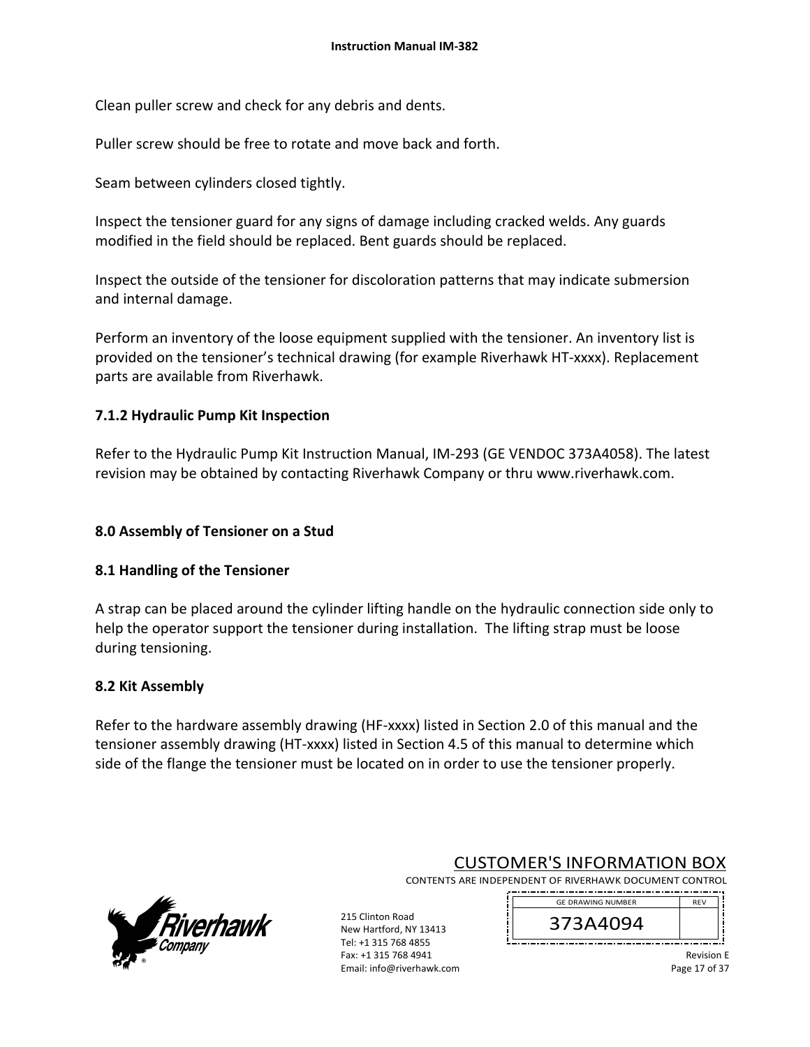Clean puller screw and check for any debris and dents.

Puller screw should be free to rotate and move back and forth.

Seam between cylinders closed tightly.

Inspect the tensioner guard for any signs of damage including cracked welds. Any guards modified in the field should be replaced. Bent guards should be replaced.

Inspect the outside of the tensioner for discoloration patterns that may indicate submersion and internal damage.

Perform an inventory of the loose equipment supplied with the tensioner. An inventory list is provided on the tensioner's technical drawing (for example Riverhawk HT-xxxx). Replacement parts are available from Riverhawk.

### 7.1.2 Hydraulic Pump Kit Inspection

Refer to the Hydraulic Pump Kit Instruction Manual, IM-293 (GE VENDOC 373A4058). The latest revision may be obtained by contacting Riverhawk Company or thru www.riverhawk.com.

## 8.0 Assembly of Tensioner on a Stud

### 8.1 Handling of the Tensioner

A strap can be placed around the cylinder lifting handle on the hydraulic connection side only to help the operator support the tensioner during installation. The lifting strap must be loose during tensioning.

### 8.2 Kit Assembly

Refer to the hardware assembly drawing (HF-xxxx) listed in Section 2.0 of this manual and the tensioner assembly drawing (HT-xxxx) listed in Section 4.5 of this manual to determine which side of the flange the tensioner must be located on in order to use the tensioner properly.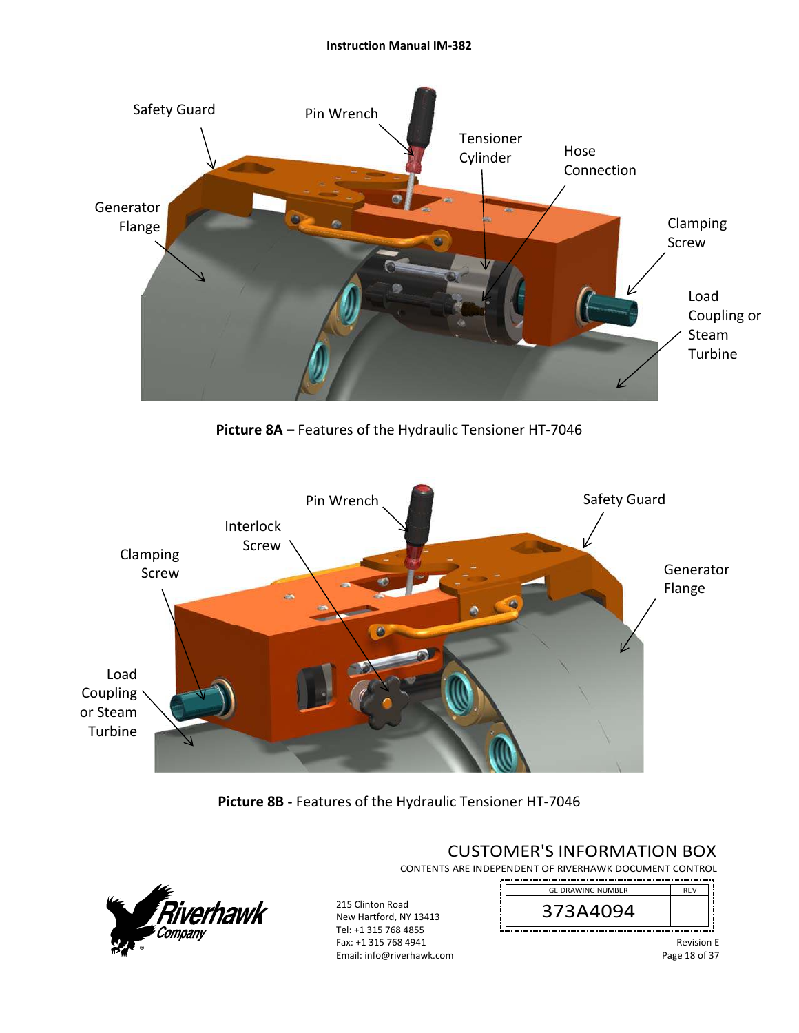Safety Guard

Pin Wrench

Tensioner Cylinder

Hose Connection

Generator Flange

Clamping Screw

Load Coupling or Steam Turbine

**Picture 8A –** Features of the Hydraulic Tensioner HT-7046

Pin Wrench

Safety Guard

Interlock Screw

Clamping Screw

Generator Flange

Load Coupling or Steam Turbine

**Picture 8B -** Features of the Hydraulic Tensioner HT-7046

CUSTOMER'S INFORMATION BOX

CONTENTS ARE INDEPENDENT OF RIVERHAWK DOCUMENT CONTROL

| GE DRAWING NUMBER | REV |
| --- | --- |
| 373A4094 | |

Riverhawk Company

215 Clinton Road
New Hartford, NY 13413
Tel: +1 315 768 4855
Fax: +1 315 768 4941
Email: info@riverhawk.com

Revision E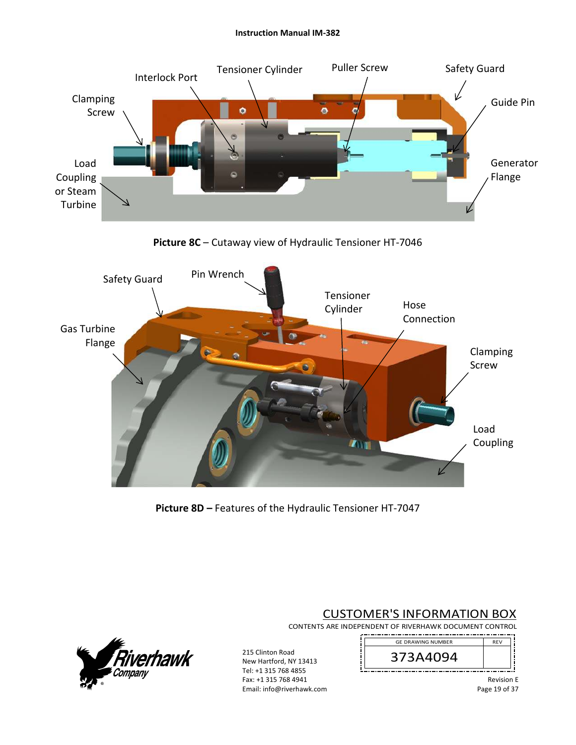Interlock Port

Tensioner Cylinder

Puller Screw

Safety Guard

Clamping Screw

Guide Pin

Load Coupling or Steam Turbine

Generator Flange

**Picture 8C** – Cutaway view of Hydraulic Tensioner HT-7046

Safety Guard

Pin Wrench

Tensioner Cylinder

Hose Connection

Gas Turbine Flange

Clamping Screw

Load Coupling

**Picture 8D –** Features of the Hydraulic Tensioner HT-7047

CUSTOMER'S INFORMATION BOX

CONTENTS ARE INDEPENDENT OF RIVERHAWK DOCUMENT CONTROL

| GE DRAWING NUMBER | REV |
|---|---|
| 373A4094 | |

215 Clinton Road
New Hartford, NY 13413
Tel: +1 315 768 4855
Fax: +1 315 768 4941
Email: info@riverhawk.com

Revision E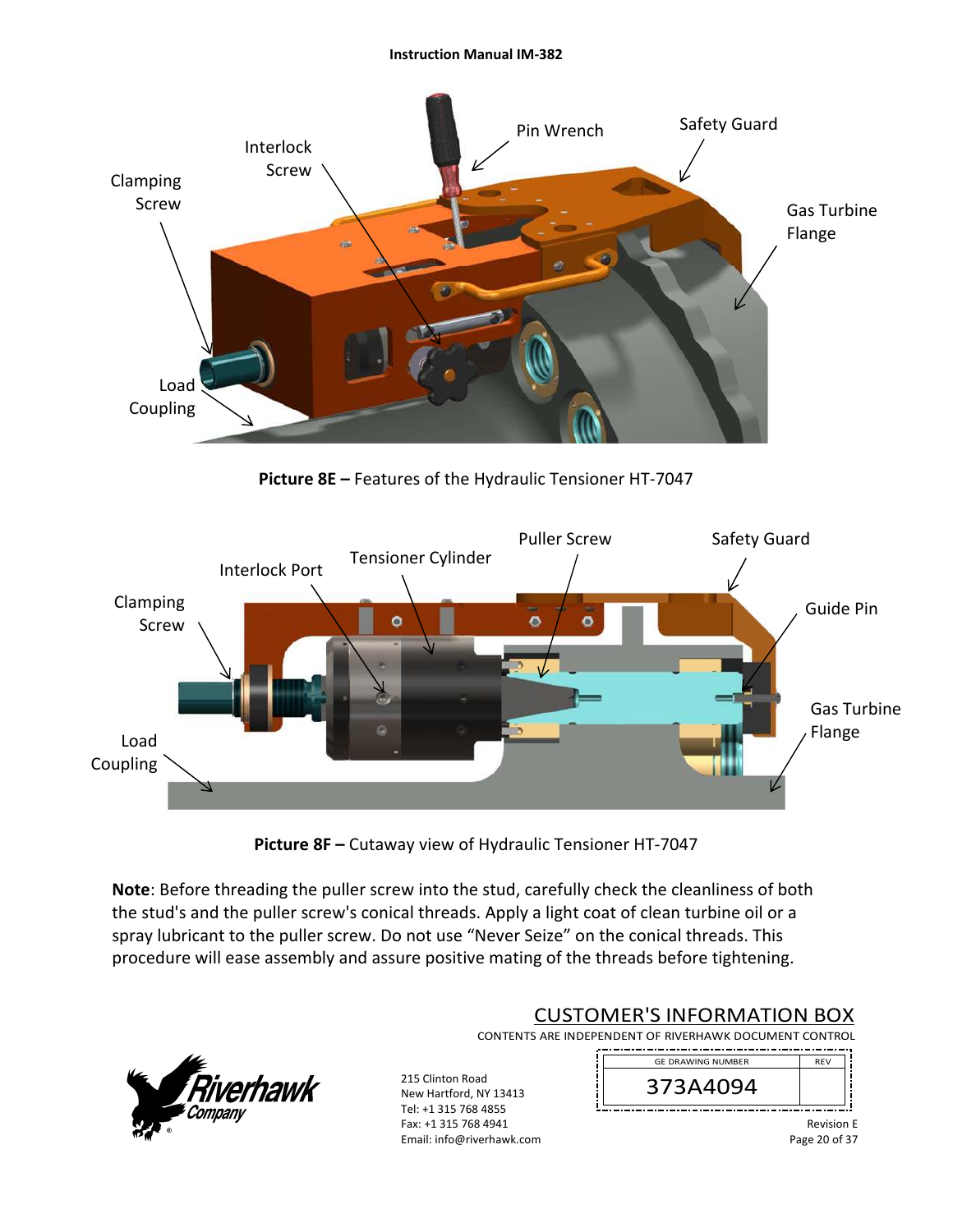**Picture 8E –** Features of the Hydraulic Tensioner HT-7047

**Picture 8F –** Cutaway view of Hydraulic Tensioner HT-7047

**Note**: Before threading the puller screw into the stud, carefully check the cleanliness of both the stud's and the puller screw's conical threads. Apply a light coat of clean turbine oil or a spray lubricant to the puller screw. Do not use "Never Seize" on the conical threads. This procedure will ease assembly and assure positive mating of the threads before tightening.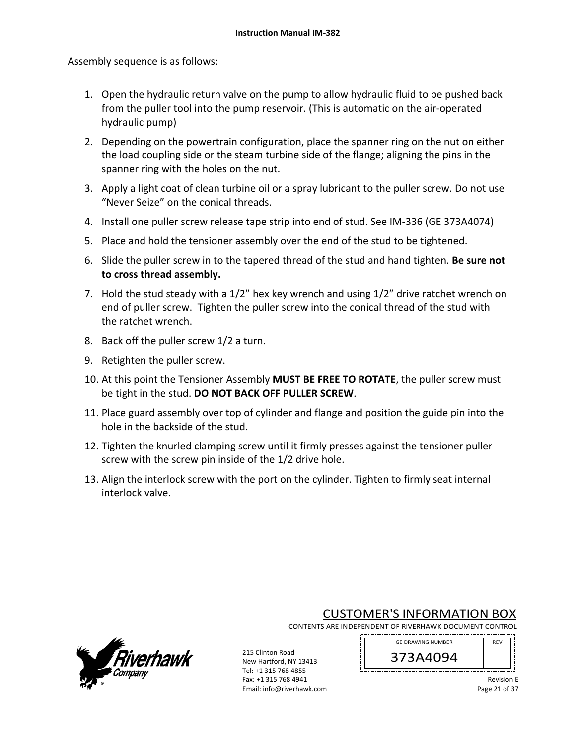Assembly sequence is as follows:

1. Open the hydraulic return valve on the pump to allow hydraulic fluid to be pushed back from the puller tool into the pump reservoir. (This is automatic on the air-operated hydraulic pump)
2. Depending on the powertrain configuration, place the spanner ring on the nut on either the load coupling side or the steam turbine side of the flange; aligning the pins in the spanner ring with the holes on the nut.
3. Apply a light coat of clean turbine oil or a spray lubricant to the puller screw. Do not use "Never Seize" on the conical threads.
4. Install one puller screw release tape strip into end of stud. See IM-336 (GE 373A4074)
5. Place and hold the tensioner assembly over the end of the stud to be tightened.
6. Slide the puller screw in to the tapered thread of the stud and hand tighten. **Be sure not to cross thread assembly.**
7. Hold the stud steady with a 1/2" hex key wrench and using 1/2" drive ratchet wrench on end of puller screw. Tighten the puller screw into the conical thread of the stud with the ratchet wrench.
8. Back off the puller screw 1/2 a turn.
9. Retighten the puller screw.
10. At this point the Tensioner Assembly **MUST BE FREE TO ROTATE**, the puller screw must be tight in the stud. **DO NOT BACK OFF PULLER SCREW**.
11. Place guard assembly over top of cylinder and flange and position the guide pin into the hole in the backside of the stud.
12. Tighten the knurled clamping screw until it firmly presses against the tensioner puller screw with the screw pin inside of the 1/2 drive hole.
13. Align the interlock screw with the port on the cylinder. Tighten to firmly seat internal interlock valve.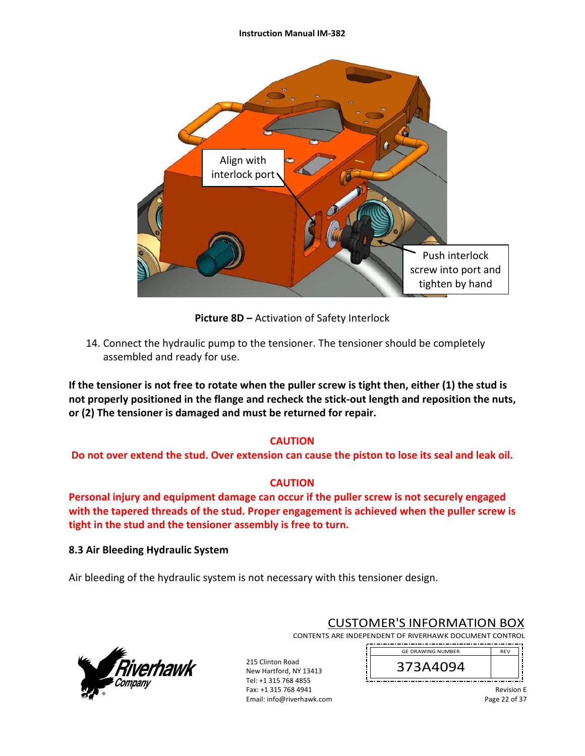Align with interlock port

Push interlock screw into port and tighten by hand

**Picture 8D –** Activation of Safety Interlock

14. Connect the hydraulic pump to the tensioner. The tensioner should be completely assembled and ready for use.

**If the tensioner is not free to rotate when the puller screw is tight then, either (1) the stud is not properly positioned in the flange and recheck the stick-out length and reposition the nuts, or (2) The tensioner is damaged and must be returned for repair.**

**CAUTION**

**Do not over extend the stud. Over extension can cause the piston to lose its seal and leak oil.**

**CAUTION**

**Personal injury and equipment damage can occur if the puller screw is not securely engaged with the tapered threads of the stud. Proper engagement is achieved when the puller screw is tight in the stud and the tensioner assembly is free to turn.**

### 8.3 Air Bleeding Hydraulic System

Air bleeding of the hydraulic system is not necessary with this tensioner design.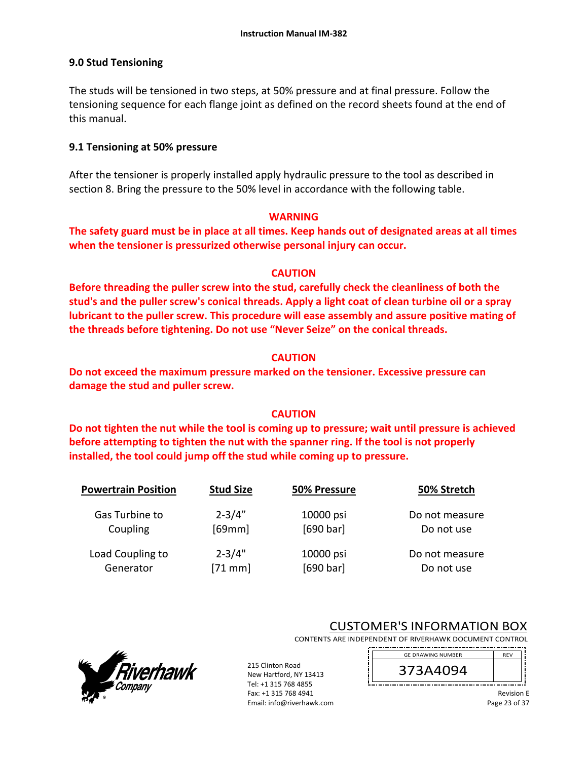## 9.0 Stud Tensioning

The studs will be tensioned in two steps, at 50% pressure and at final pressure. Follow the tensioning sequence for each flange joint as defined on the record sheets found at the end of this manual.

### 9.1 Tensioning at 50% pressure

After the tensioner is properly installed apply hydraulic pressure to the tool as described in section 8. Bring the pressure to the 50% level in accordance with the following table.

**WARNING**

**The safety guard must be in place at all times. Keep hands out of designated areas at all times when the tensioner is pressurized otherwise personal injury can occur.**

**CAUTION**

**Before threading the puller screw into the stud, carefully check the cleanliness of both the stud's and the puller screw's conical threads. Apply a light coat of clean turbine oil or a spray lubricant to the puller screw. This procedure will ease assembly and assure positive mating of the threads before tightening. Do not use "Never Seize" on the conical threads.**

**CAUTION**

**Do not exceed the maximum pressure marked on the tensioner. Excessive pressure can damage the stud and puller screw.**

**CAUTION**

**Do not tighten the nut while the tool is coming up to pressure; wait until pressure is achieved before attempting to tighten the nut with the spanner ring. If the tool is not properly installed, the tool could jump off the stud while coming up to pressure.**

| Powertrain Position | Stud Size | 50% Pressure | 50% Stretch |
|---|---|---|---|
| Gas Turbine to Coupling | 2-3/4" [69mm] | 10000 psi [690 bar] | Do not measure Do not use |
| Load Coupling to Generator | 2-3/4" [71 mm] | 10000 psi [690 bar] | Do not measure Do not use |

CUSTOMER'S INFORMATION BOX
CONTENTS ARE INDEPENDENT OF RIVERHAWK DOCUMENT CONTROL

| GE DRAWING NUMBER | REV |
|---|---|
| 373A4094 | |

215 Clinton Road
New Hartford, NY 13413
Tel: +1 315 768 4855
Fax: +1 315 768 4941
Email: info@riverhawk.com

Revision E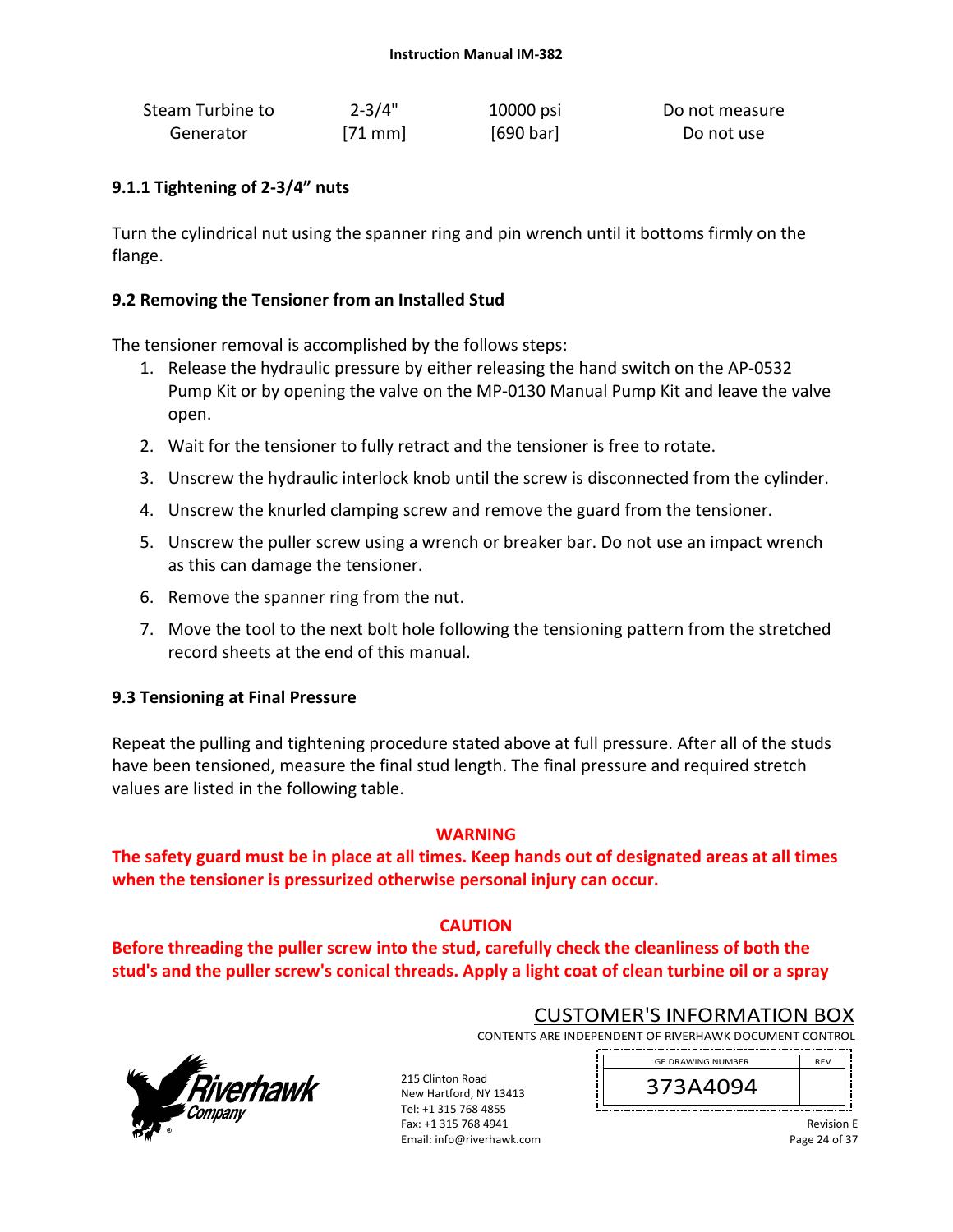| Steam Turbine to Generator | 2-3/4" [71 mm] | 10000 psi [690 bar] | Do not measure Do not use |
|---|---|---|---|

### 9.1.1 Tightening of 2-3/4" nuts

Turn the cylindrical nut using the spanner ring and pin wrench until it bottoms firmly on the flange.

## 9.2 Removing the Tensioner from an Installed Stud

The tensioner removal is accomplished by the follows steps:

1. Release the hydraulic pressure by either releasing the hand switch on the AP-0532 Pump Kit or by opening the valve on the MP-0130 Manual Pump Kit and leave the valve open.
2. Wait for the tensioner to fully retract and the tensioner is free to rotate.
3. Unscrew the hydraulic interlock knob until the screw is disconnected from the cylinder.
4. Unscrew the knurled clamping screw and remove the guard from the tensioner.
5. Unscrew the puller screw using a wrench or breaker bar. Do not use an impact wrench as this can damage the tensioner.
6. Remove the spanner ring from the nut.
7. Move the tool to the next bolt hole following the tensioning pattern from the stretched record sheets at the end of this manual.

## 9.3 Tensioning at Final Pressure

Repeat the pulling and tightening procedure stated above at full pressure. After all of the studs have been tensioned, measure the final stud length. The final pressure and required stretch values are listed in the following table.

**WARNING**

**The safety guard must be in place at all times. Keep hands out of designated areas at all times when the tensioner is pressurized otherwise personal injury can occur.**

**CAUTION**

**Before threading the puller screw into the stud, carefully check the cleanliness of both the stud's and the puller screw's conical threads. Apply a light coat of clean turbine oil or a spray**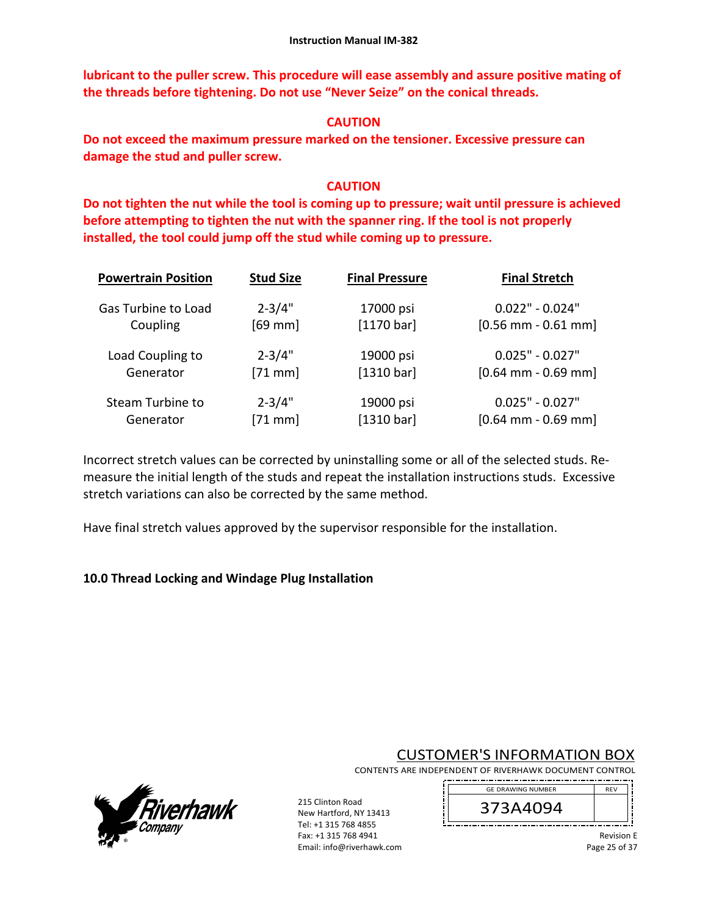**lubricant to the puller screw. This procedure will ease assembly and assure positive mating of the threads before tightening. Do not use "Never Seize" on the conical threads.**

**CAUTION**

**Do not exceed the maximum pressure marked on the tensioner. Excessive pressure can damage the stud and puller screw.**

**CAUTION**

**Do not tighten the nut while the tool is coming up to pressure; wait until pressure is achieved before attempting to tighten the nut with the spanner ring. If the tool is not properly installed, the tool could jump off the stud while coming up to pressure.**

| Powertrain Position | Stud Size | Final Pressure | Final Stretch |
|---|---|---|---|
| Gas Turbine to Load Coupling | 2-3/4" [69 mm] | 17000 psi [1170 bar] | 0.022" - 0.024" [0.56 mm - 0.61 mm] |
| Load Coupling to Generator | 2-3/4" [71 mm] | 19000 psi [1310 bar] | 0.025" - 0.027" [0.64 mm - 0.69 mm] |
| Steam Turbine to Generator | 2-3/4" [71 mm] | 19000 psi [1310 bar] | 0.025" - 0.027" [0.64 mm - 0.69 mm] |

Incorrect stretch values can be corrected by uninstalling some or all of the selected studs. Re-measure the initial length of the studs and repeat the installation instructions studs. Excessive stretch variations can also be corrected by the same method.

Have final stretch values approved by the supervisor responsible for the installation.

## 10.0 Thread Locking and Windage Plug Installation

CUSTOMER'S INFORMATION BOX
CONTENTS ARE INDEPENDENT OF RIVERHAWK DOCUMENT CONTROL

| GE DRAWING NUMBER | REV |
|---|---|
| 373A4094 | |

215 Clinton Road
New Hartford, NY 13413
Tel: +1 315 768 4855
Fax: +1 315 768 4941
Email: info@riverhawk.com

Revision E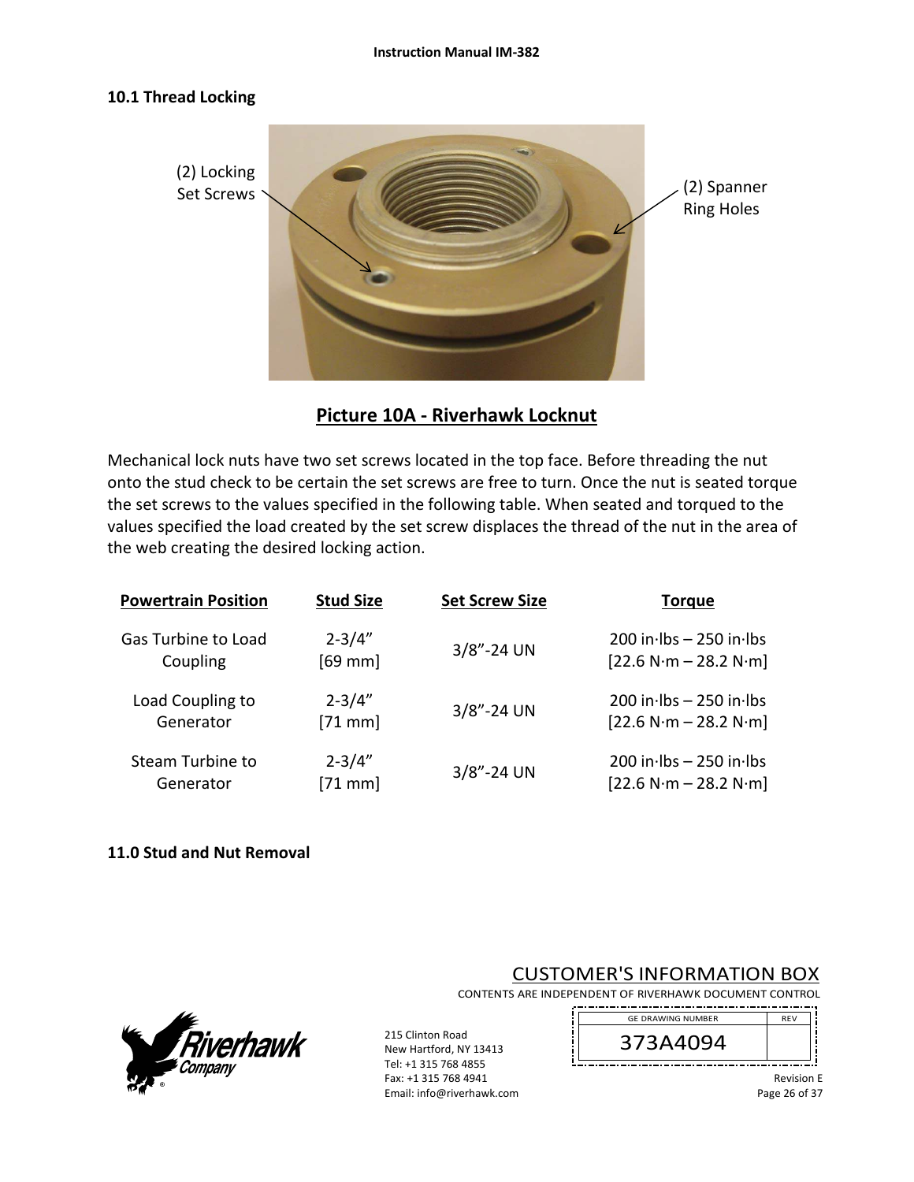## 10.1 Thread Locking

(2) Locking Set Screws

(2) Spanner Ring Holes

**Picture 10A - Riverhawk Locknut**

Mechanical lock nuts have two set screws located in the top face. Before threading the nut onto the stud check to be certain the set screws are free to turn. Once the nut is seated torque the set screws to the values specified in the following table. When seated and torqued to the values specified the load created by the set screw displaces the thread of the nut in the area of the web creating the desired locking action.

| Powertrain Position | Stud Size | Set Screw Size | Torque |
|---|---|---|---|
| Gas Turbine to Load Coupling | 2-3/4" [69 mm] | 3/8"-24 UN | 200 in·lbs – 250 in·lbs [22.6 N·m – 28.2 N·m] |
| Load Coupling to Generator | 2-3/4" [71 mm] | 3/8"-24 UN | 200 in·lbs – 250 in·lbs [22.6 N·m – 28.2 N·m] |
| Steam Turbine to Generator | 2-3/4" [71 mm] | 3/8"-24 UN | 200 in·lbs – 250 in·lbs [22.6 N·m – 28.2 N·m] |

## 11.0 Stud and Nut Removal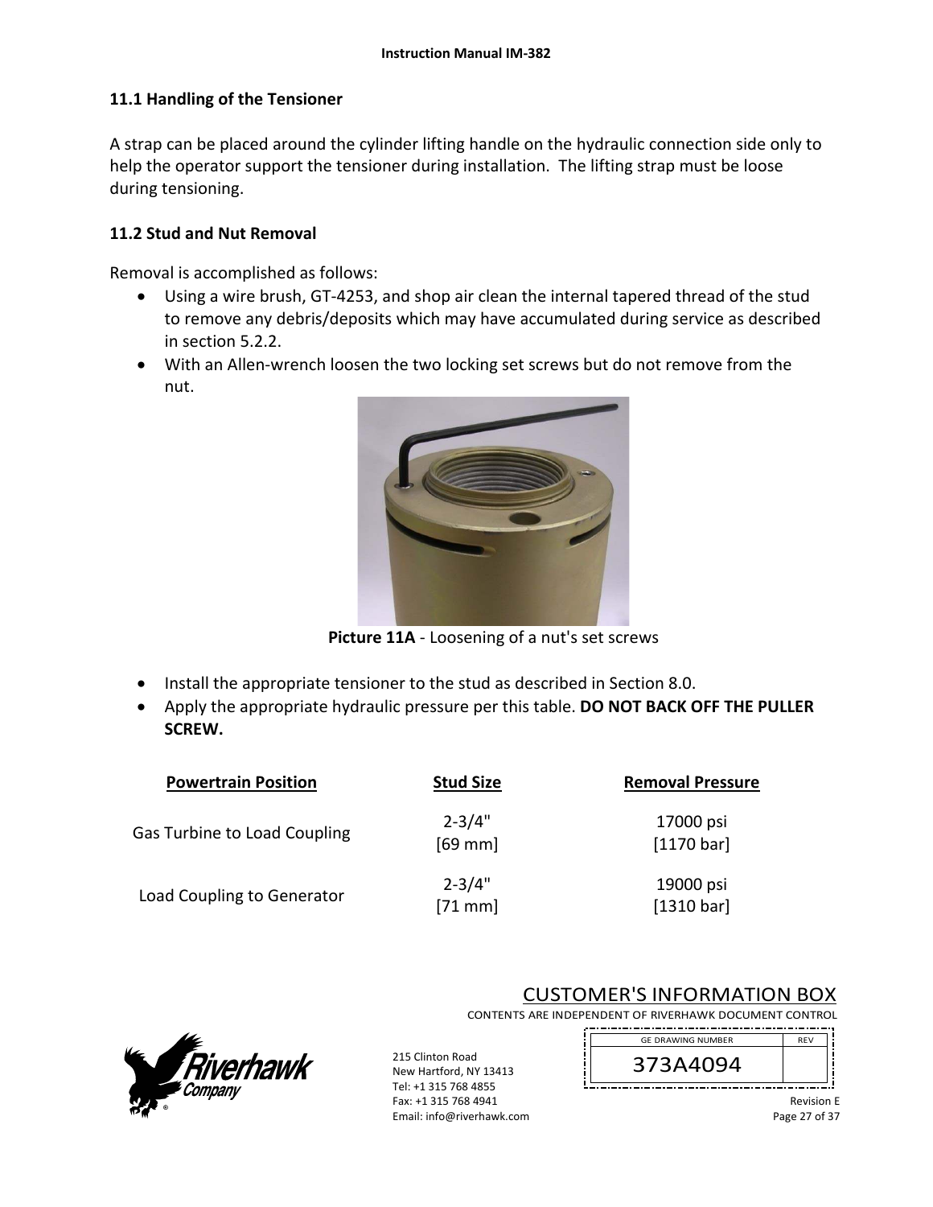## 11.1 Handling of the Tensioner

A strap can be placed around the cylinder lifting handle on the hydraulic connection side only to help the operator support the tensioner during installation. The lifting strap must be loose during tensioning.

## 11.2 Stud and Nut Removal

Removal is accomplished as follows:

- Using a wire brush, GT-4253, and shop air clean the internal tapered thread of the stud to remove any debris/deposits which may have accumulated during service as described in section 5.2.2.
- With an Allen-wrench loosen the two locking set screws but do not remove from the nut.

**Picture 11A** - Loosening of a nut's set screws

- Install the appropriate tensioner to the stud as described in Section 8.0.
- Apply the appropriate hydraulic pressure per this table. **DO NOT BACK OFF THE PULLER SCREW.**

| Powertrain Position | Stud Size | Removal Pressure |
|---|---|---|
| Gas Turbine to Load Coupling | 2-3/4" [69 mm] | 17000 psi [1170 bar] |
| Load Coupling to Generator | 2-3/4" [71 mm] | 19000 psi [1310 bar] |

CUSTOMER'S INFORMATION BOX
CONTENTS ARE INDEPENDENT OF RIVERHAWK DOCUMENT CONTROL

| GE DRAWING NUMBER | REV |
|---|---|
| 373A4094 | |

215 Clinton Road
New Hartford, NY 13413
Tel: +1 315 768 4855
Fax: +1 315 768 4941
Email: info@riverhawk.com

Revision E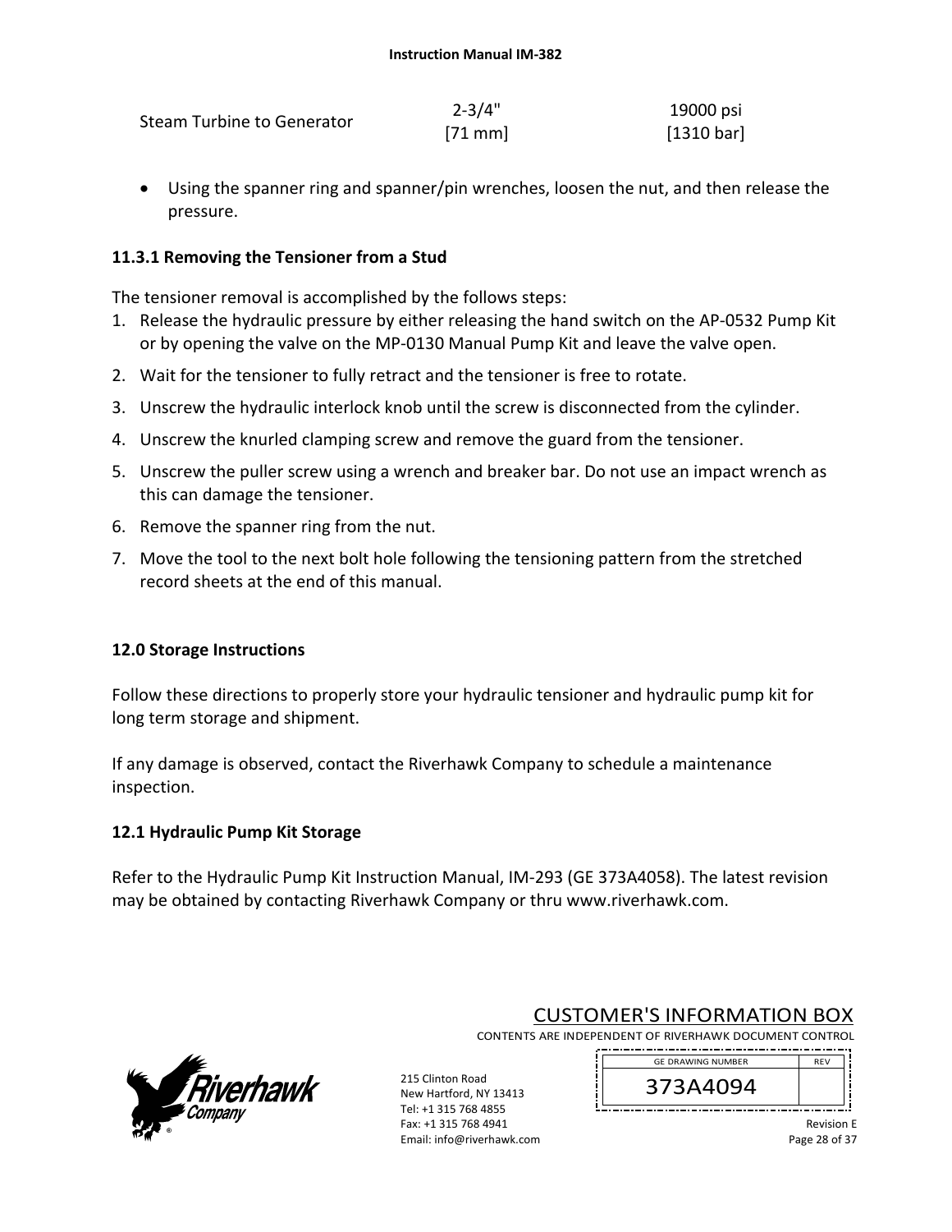| Steam Turbine to Generator | 2-3/4" [71 mm] | 19000 psi [1310 bar] |
|---|---|---|

- Using the spanner ring and spanner/pin wrenches, loosen the nut, and then release the pressure.

### 11.3.1 Removing the Tensioner from a Stud

The tensioner removal is accomplished by the follows steps:

1. Release the hydraulic pressure by either releasing the hand switch on the AP-0532 Pump Kit or by opening the valve on the MP-0130 Manual Pump Kit and leave the valve open.
2. Wait for the tensioner to fully retract and the tensioner is free to rotate.
3. Unscrew the hydraulic interlock knob until the screw is disconnected from the cylinder.
4. Unscrew the knurled clamping screw and remove the guard from the tensioner.
5. Unscrew the puller screw using a wrench and breaker bar. Do not use an impact wrench as this can damage the tensioner.
6. Remove the spanner ring from the nut.
7. Move the tool to the next bolt hole following the tensioning pattern from the stretched record sheets at the end of this manual.

## 12.0 Storage Instructions

Follow these directions to properly store your hydraulic tensioner and hydraulic pump kit for long term storage and shipment.

If any damage is observed, contact the Riverhawk Company to schedule a maintenance inspection.

### 12.1 Hydraulic Pump Kit Storage

Refer to the Hydraulic Pump Kit Instruction Manual, IM-293 (GE 373A4058). The latest revision may be obtained by contacting Riverhawk Company or thru www.riverhawk.com.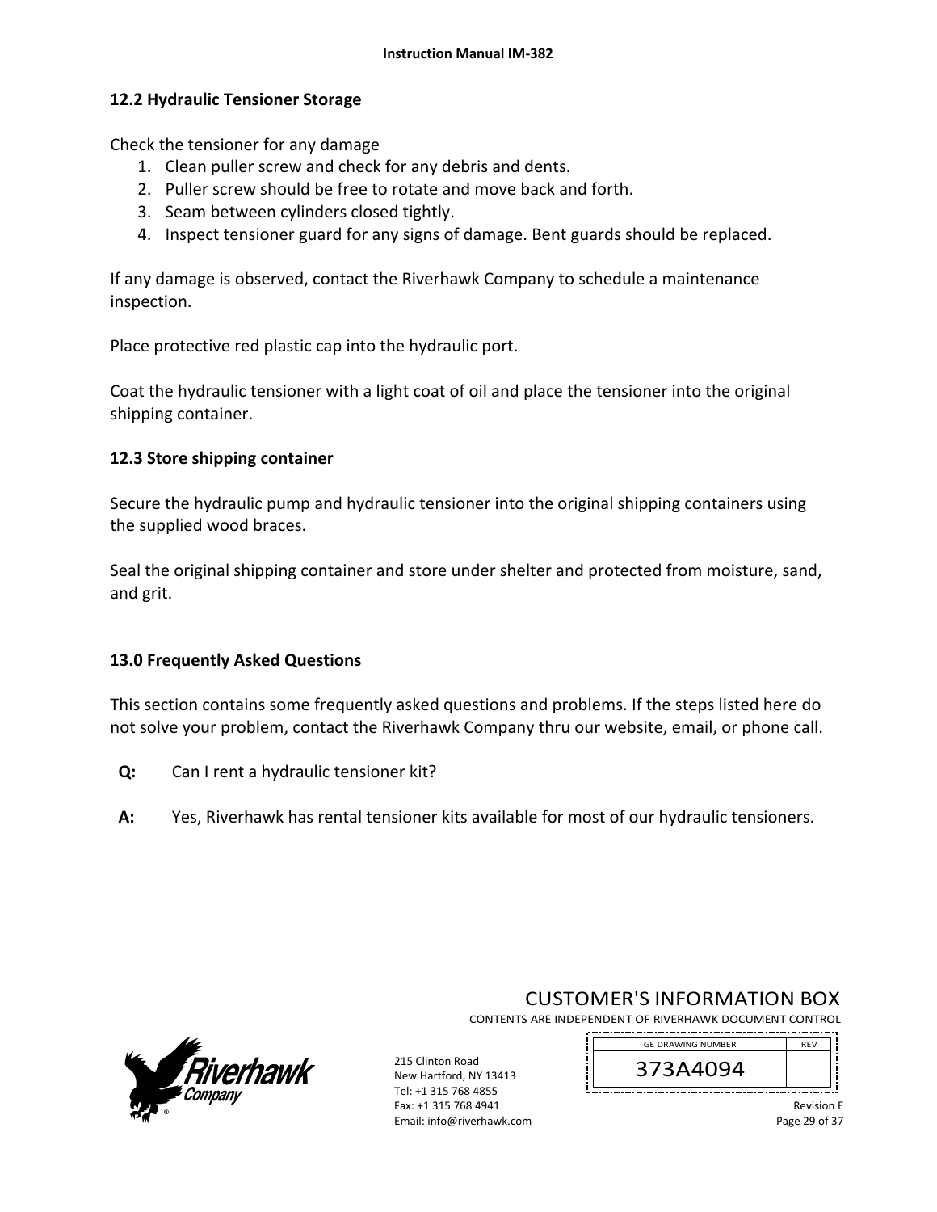## 12.2 Hydraulic Tensioner Storage

Check the tensioner for any damage

1. Clean puller screw and check for any debris and dents.
2. Puller screw should be free to rotate and move back and forth.
3. Seam between cylinders closed tightly.
4. Inspect tensioner guard for any signs of damage. Bent guards should be replaced.

If any damage is observed, contact the Riverhawk Company to schedule a maintenance inspection.

Place protective red plastic cap into the hydraulic port.

Coat the hydraulic tensioner with a light coat of oil and place the tensioner into the original shipping container.

## 12.3 Store shipping container

Secure the hydraulic pump and hydraulic tensioner into the original shipping containers using the supplied wood braces.

Seal the original shipping container and store under shelter and protected from moisture, sand, and grit.

# 13.0 Frequently Asked Questions

This section contains some frequently asked questions and problems. If the steps listed here do not solve your problem, contact the Riverhawk Company thru our website, email, or phone call.

**Q:** Can I rent a hydraulic tensioner kit?

**A:** Yes, Riverhawk has rental tensioner kits available for most of our hydraulic tensioners.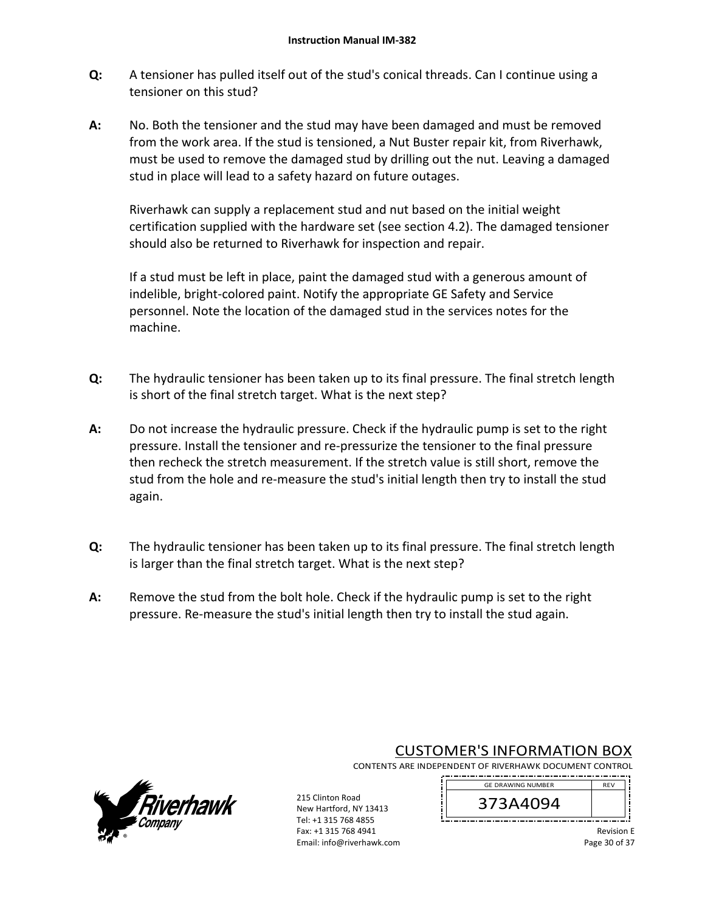**Q:** A tensioner has pulled itself out of the stud's conical threads. Can I continue using a tensioner on this stud?

**A:** No. Both the tensioner and the stud may have been damaged and must be removed from the work area. If the stud is tensioned, a Nut Buster repair kit, from Riverhawk, must be used to remove the damaged stud by drilling out the nut. Leaving a damaged stud in place will lead to a safety hazard on future outages.

Riverhawk can supply a replacement stud and nut based on the initial weight certification supplied with the hardware set (see section 4.2). The damaged tensioner should also be returned to Riverhawk for inspection and repair.

If a stud must be left in place, paint the damaged stud with a generous amount of indelible, bright-colored paint. Notify the appropriate GE Safety and Service personnel. Note the location of the damaged stud in the services notes for the machine.

**Q:** The hydraulic tensioner has been taken up to its final pressure. The final stretch length is short of the final stretch target. What is the next step?

**A:** Do not increase the hydraulic pressure. Check if the hydraulic pump is set to the right pressure. Install the tensioner and re-pressurize the tensioner to the final pressure then recheck the stretch measurement. If the stretch value is still short, remove the stud from the hole and re-measure the stud's initial length then try to install the stud again.

**Q:** The hydraulic tensioner has been taken up to its final pressure. The final stretch length is larger than the final stretch target. What is the next step?

**A:** Remove the stud from the bolt hole. Check if the hydraulic pump is set to the right pressure. Re-measure the stud's initial length then try to install the stud again.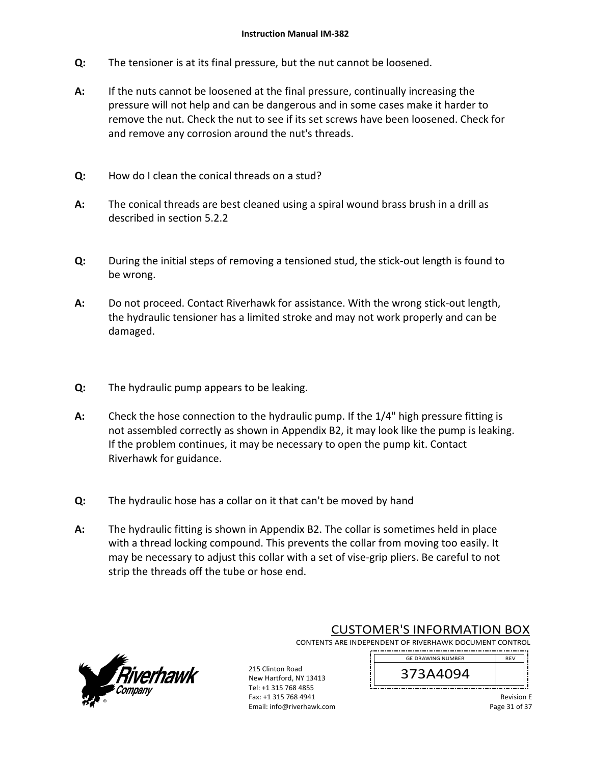**Q:** The tensioner is at its final pressure, but the nut cannot be loosened.

**A:** If the nuts cannot be loosened at the final pressure, continually increasing the pressure will not help and can be dangerous and in some cases make it harder to remove the nut. Check the nut to see if its set screws have been loosened. Check for and remove any corrosion around the nut's threads.

**Q:** How do I clean the conical threads on a stud?

**A:** The conical threads are best cleaned using a spiral wound brass brush in a drill as described in section 5.2.2

**Q:** During the initial steps of removing a tensioned stud, the stick-out length is found to be wrong.

**A:** Do not proceed. Contact Riverhawk for assistance. With the wrong stick-out length, the hydraulic tensioner has a limited stroke and may not work properly and can be damaged.

**Q:** The hydraulic pump appears to be leaking.

**A:** Check the hose connection to the hydraulic pump. If the 1/4" high pressure fitting is not assembled correctly as shown in Appendix B2, it may look like the pump is leaking. If the problem continues, it may be necessary to open the pump kit. Contact Riverhawk for guidance.

**Q:** The hydraulic hose has a collar on it that can't be moved by hand

**A:** The hydraulic fitting is shown in Appendix B2. The collar is sometimes held in place with a thread locking compound. This prevents the collar from moving too easily. It may be necessary to adjust this collar with a set of vise-grip pliers. Be careful to not strip the threads off the tube or hose end.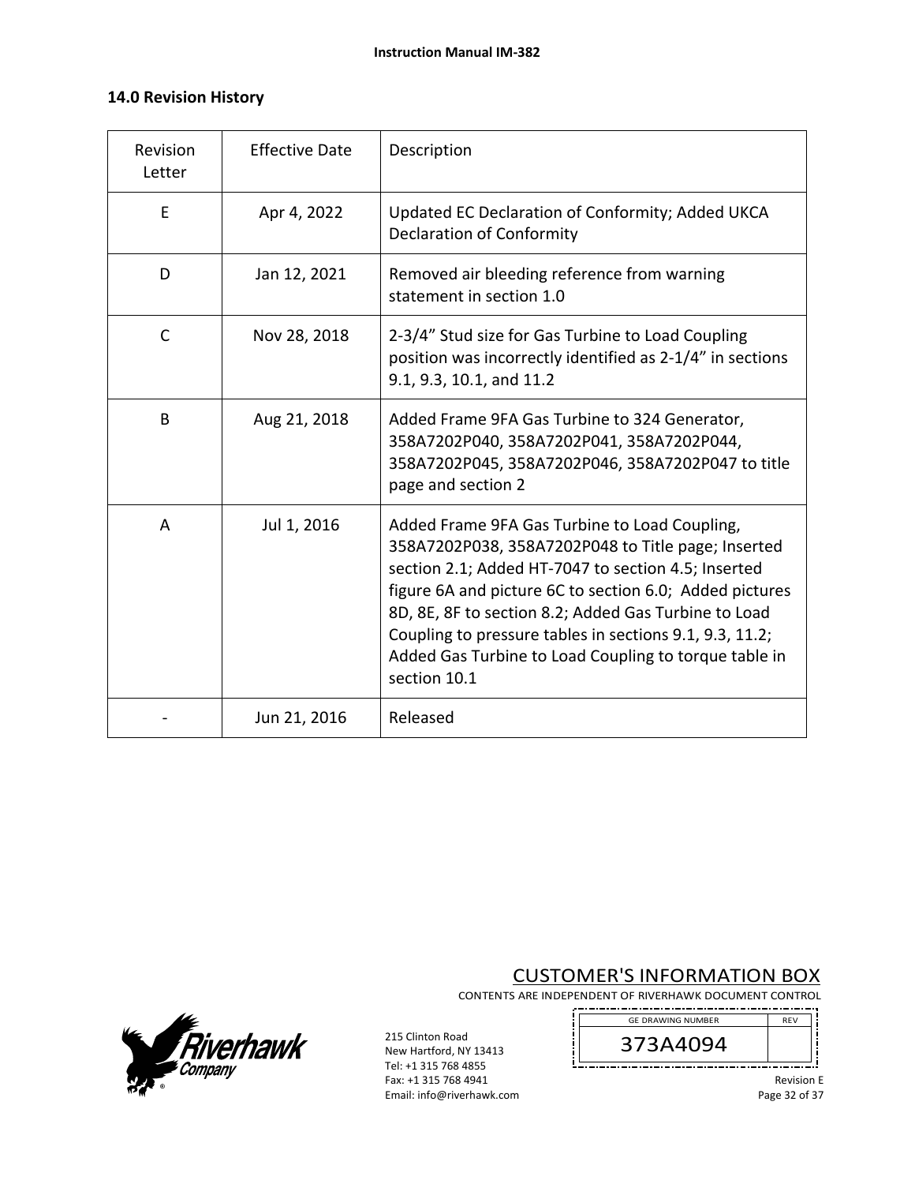## 14.0 Revision History

| Revision Letter | Effective Date | Description |
|---|---|---|
| E | Apr 4, 2022 | Updated EC Declaration of Conformity; Added UKCA Declaration of Conformity |
| D | Jan 12, 2021 | Removed air bleeding reference from warning statement in section 1.0 |
| C | Nov 28, 2018 | 2-3/4" Stud size for Gas Turbine to Load Coupling position was incorrectly identified as 2-1/4" in sections 9.1, 9.3, 10.1, and 11.2 |
| B | Aug 21, 2018 | Added Frame 9FA Gas Turbine to 324 Generator, 358A7202P040, 358A7202P041, 358A7202P044, 358A7202P045, 358A7202P046, 358A7202P047 to title page and section 2 |
| A | Jul 1, 2016 | Added Frame 9FA Gas Turbine to Load Coupling, 358A7202P038, 358A7202P048 to Title page; Inserted section 2.1; Added HT-7047 to section 4.5; Inserted figure 6A and picture 6C to section 6.0; Added pictures 8D, 8E, 8F to section 8.2; Added Gas Turbine to Load Coupling to pressure tables in sections 9.1, 9.3, 11.2; Added Gas Turbine to Load Coupling to torque table in section 10.1 |
| - | Jun 21, 2016 | Released |

CUSTOMER'S INFORMATION BOX

CONTENTS ARE INDEPENDENT OF RIVERHAWK DOCUMENT CONTROL

| GE DRAWING NUMBER | REV |
|---|---|
| 373A4094 | |

215 Clinton Road
New Hartford, NY 13413
Tel: +1 315 768 4855
Fax: +1 315 768 4941
Email: info@riverhawk.com

Revision E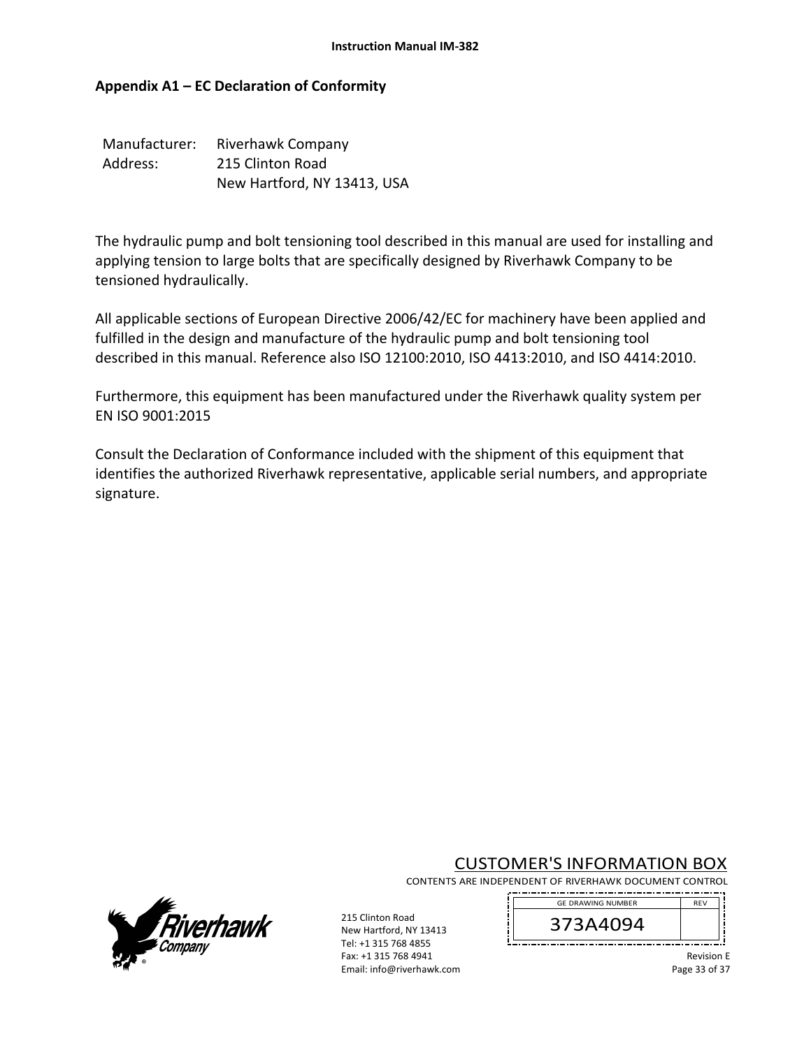## Appendix A1 – EC Declaration of Conformity

Manufacturer: Riverhawk Company
Address: 215 Clinton Road
New Hartford, NY 13413, USA

The hydraulic pump and bolt tensioning tool described in this manual are used for installing and applying tension to large bolts that are specifically designed by Riverhawk Company to be tensioned hydraulically.

All applicable sections of European Directive 2006/42/EC for machinery have been applied and fulfilled in the design and manufacture of the hydraulic pump and bolt tensioning tool described in this manual. Reference also ISO 12100:2010, ISO 4413:2010, and ISO 4414:2010.

Furthermore, this equipment has been manufactured under the Riverhawk quality system per EN ISO 9001:2015

Consult the Declaration of Conformance included with the shipment of this equipment that identifies the authorized Riverhawk representative, applicable serial numbers, and appropriate signature.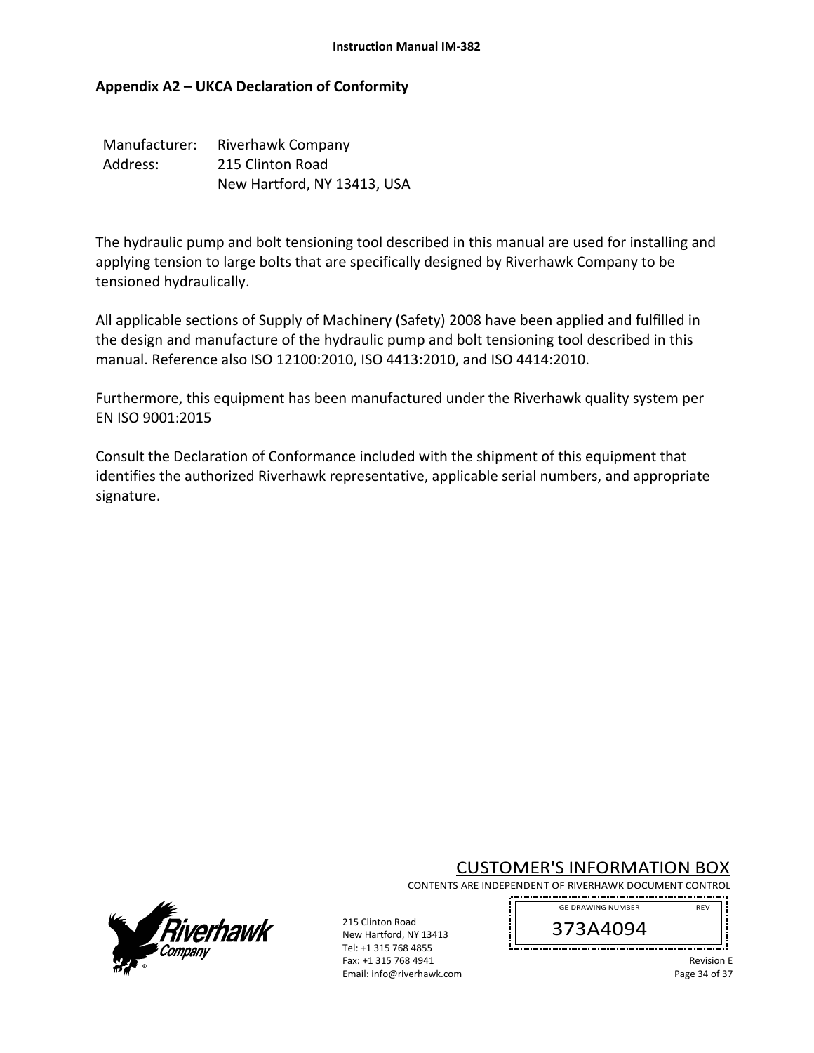## Appendix A2 – UKCA Declaration of Conformity

Manufacturer: Riverhawk Company
Address: 215 Clinton Road
New Hartford, NY 13413, USA

The hydraulic pump and bolt tensioning tool described in this manual are used for installing and applying tension to large bolts that are specifically designed by Riverhawk Company to be tensioned hydraulically.

All applicable sections of Supply of Machinery (Safety) 2008 have been applied and fulfilled in the design and manufacture of the hydraulic pump and bolt tensioning tool described in this manual. Reference also ISO 12100:2010, ISO 4413:2010, and ISO 4414:2010.

Furthermore, this equipment has been manufactured under the Riverhawk quality system per EN ISO 9001:2015

Consult the Declaration of Conformance included with the shipment of this equipment that identifies the authorized Riverhawk representative, applicable serial numbers, and appropriate signature.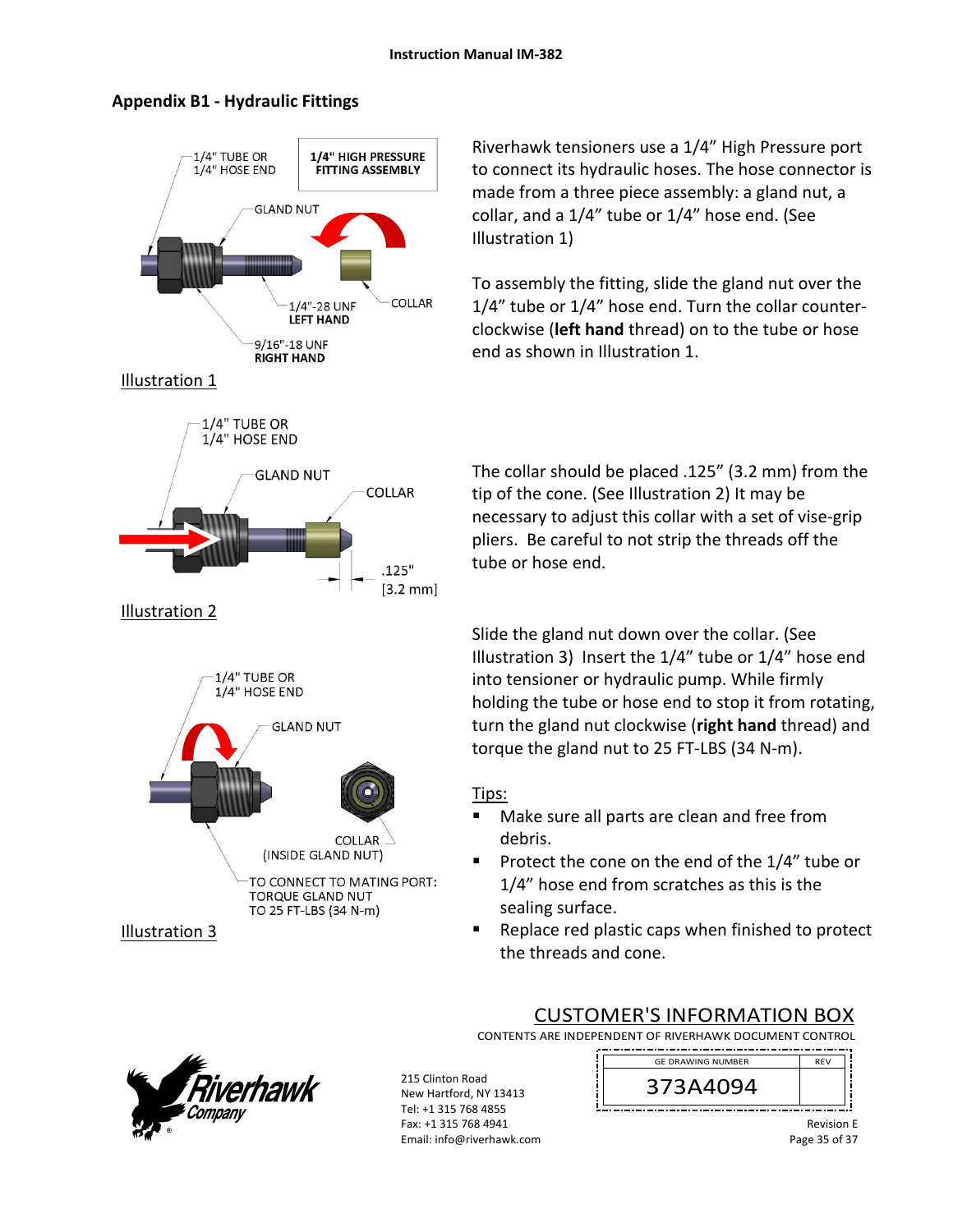## Appendix B1 - Hydraulic Fittings

1/4" TUBE OR 1/4" HOSE END

**1/4" HIGH PRESSURE FITTING ASSEMBLY**

GLAND NUT

1/4"-28 UNF **LEFT HAND**

COLLAR

9/16"-18 UNF **RIGHT HAND**

Illustration 1

Riverhawk tensioners use a 1/4" High Pressure port to connect its hydraulic hoses. The hose connector is made from a three piece assembly: a gland nut, a collar, and a 1/4" tube or 1/4" hose end. (See Illustration 1)

To assembly the fitting, slide the gland nut over the 1/4" tube or 1/4" hose end. Turn the collar counter-clockwise (**left hand** thread) on to the tube or hose end as shown in Illustration 1.

1/4" TUBE OR 1/4" HOSE END

GLAND NUT

COLLAR

.125" [3.2 mm]

Illustration 2

The collar should be placed .125" (3.2 mm) from the tip of the cone. (See Illustration 2) It may be necessary to adjust this collar with a set of vise-grip pliers. Be careful to not strip the threads off the tube or hose end.

1/4" TUBE OR 1/4" HOSE END

GLAND NUT

COLLAR (INSIDE GLAND NUT)

TO CONNECT TO MATING PORT: TORQUE GLAND NUT TO 25 FT-LBS (34 N-m)

Illustration 3

Slide the gland nut down over the collar. (See Illustration 3) Insert the 1/4" tube or 1/4" hose end into tensioner or hydraulic pump. While firmly holding the tube or hose end to stop it from rotating, turn the gland nut clockwise (**right hand** thread) and torque the gland nut to 25 FT-LBS (34 N-m).

Tips:

- Make sure all parts are clean and free from debris.
- Protect the cone on the end of the 1/4" tube or 1/4" hose end from scratches as this is the sealing surface.
- Replace red plastic caps when finished to protect the threads and cone.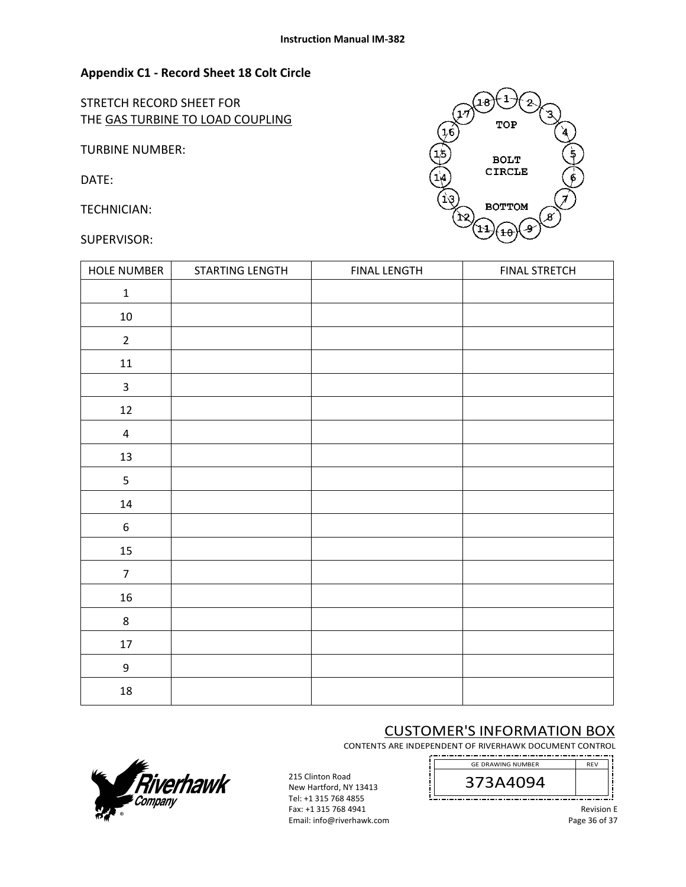## Appendix C1 - Record Sheet 18 Colt Circle

STRETCH RECORD SHEET FOR
THE GAS TURBINE TO LOAD COUPLING

TURBINE NUMBER:

DATE:

TECHNICIAN:

SUPERVISOR:

TOP

BOLT CIRCLE

BOTTOM

| HOLE NUMBER | STARTING LENGTH | FINAL LENGTH | FINAL STRETCH |
|---|---|---|---|
| 1 | | | |
| 10 | | | |
| 2 | | | |
| 11 | | | |
| 3 | | | |
| 12 | | | |
| 4 | | | |
| 13 | | | |
| 5 | | | |
| 14 | | | |
| 6 | | | |
| 15 | | | |
| 7 | | | |
| 16 | | | |
| 8 | | | |
| 17 | | | |
| 9 | | | |
| 18 | | | |

CUSTOMER'S INFORMATION BOX
CONTENTS ARE INDEPENDENT OF RIVERHAWK DOCUMENT CONTROL

| GE DRAWING NUMBER | REV |
|---|---|
| 373A4094 | |

Riverhawk Company

215 Clinton Road
New Hartford, NY 13413
Tel: +1 315 768 4855
Fax: +1 315 768 4941
Email: info@riverhawk.com

Revision E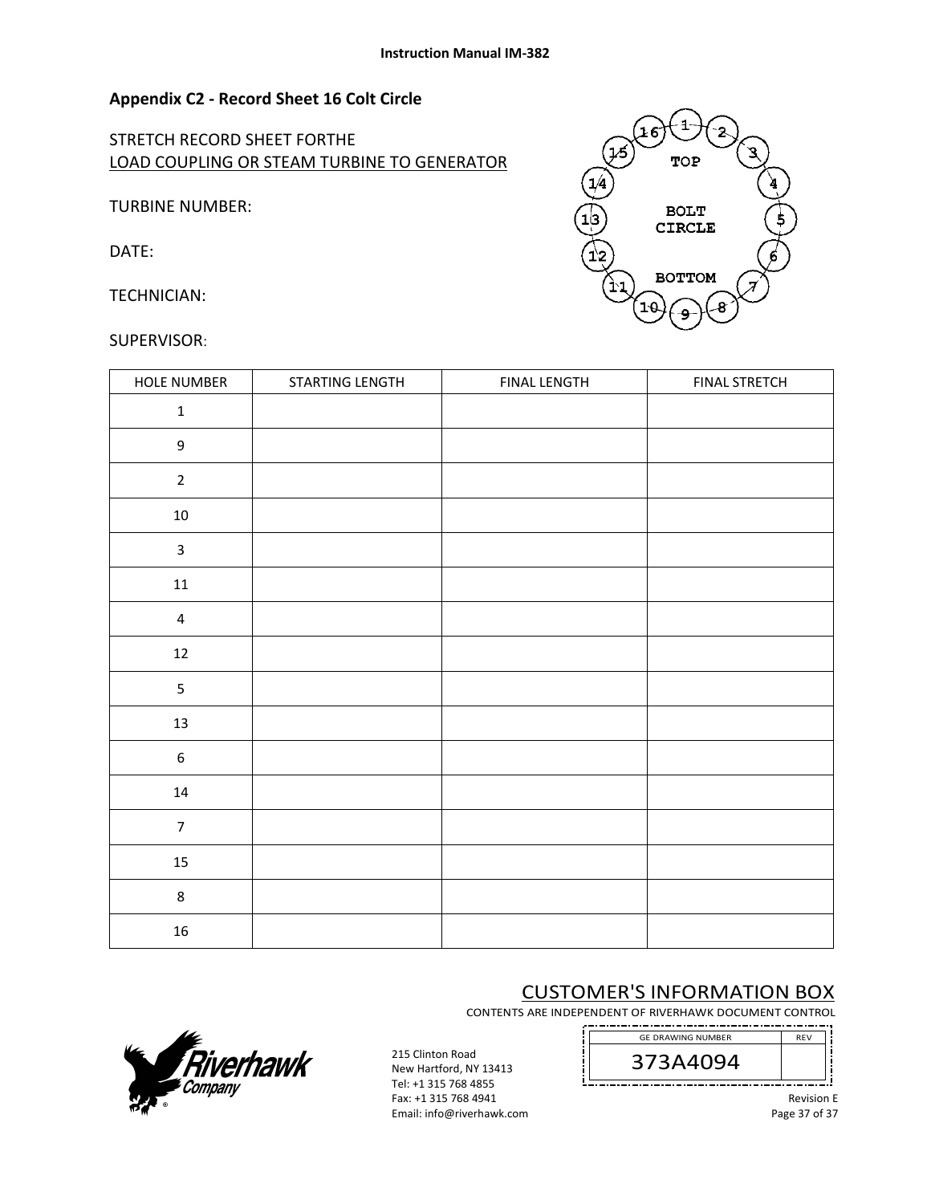## Appendix C2 - Record Sheet 16 Colt Circle

STRETCH RECORD SHEET FORTHE
LOAD COUPLING OR STEAM TURBINE TO GENERATOR

TURBINE NUMBER:

DATE:

TECHNICIAN:

SUPERVISOR:

TOP
BOLT CIRCLE
BOTTOM
1 2 3 4 5 6 7 8 9 10 11 12 13 14 15 16

| HOLE NUMBER | STARTING LENGTH | FINAL LENGTH | FINAL STRETCH |
|---|---|---|---|
| 1 | | | |
| 9 | | | |
| 2 | | | |
| 10 | | | |
| 3 | | | |
| 11 | | | |
| 4 | | | |
| 12 | | | |
| 5 | | | |
| 13 | | | |
| 6 | | | |
| 14 | | | |
| 7 | | | |
| 15 | | | |
| 8 | | | |
| 16 | | | |

CUSTOMER'S INFORMATION BOX

CONTENTS ARE INDEPENDENT OF RIVERHAWK DOCUMENT CONTROL

| GE DRAWING NUMBER | REV |
|---|---|
| 373A4094 | |

Riverhawk Company

215 Clinton Road
New Hartford, NY 13413
Tel: +1 315 768 4855
Fax: +1 315 768 4941
Email: info@riverhawk.com

Revision E